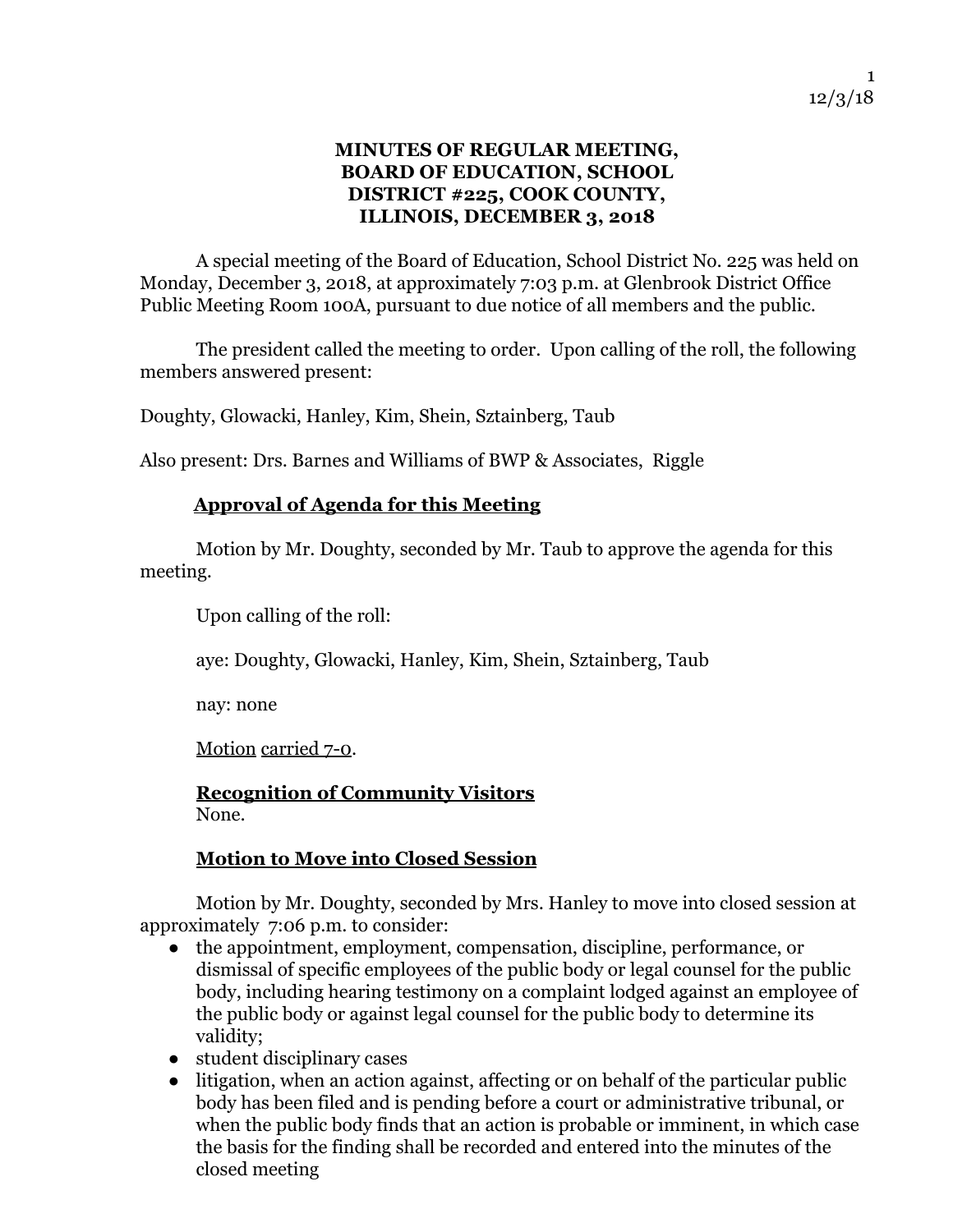# MINUTES OF REGULAR MEETING, BOARD OF EDUCATION, SCHOOL DISTRICT #225, COOK COUNTY, ILLINOIS, DECEMBER 3, 2018

A special meeting of the Board of Education, School District No. 225 was held on Monday, December 3, 2018, at approximately 7:03 p.m. at Glenbrook District Office Public Meeting Room 100A, pursuant to due notice of all members and the public.

The president called the meeting to order. Upon calling of the roll, the following members answered present:

Doughty, Glowacki, Hanley, Kim, Shein, Sztainberg, Taub

Also present: Drs. Barnes and Williams of BWP & Associates, Riggle

## Approval of Agenda for this Meeting

Motion by Mr. Doughty, seconded by Mr. Taub to approve the agenda for this meeting.

Upon calling of the roll:

aye: Doughty, Glowacki, Hanley, Kim, Shein, Sztainberg, Taub

nay: none

Motion carried 7-0.

## Recognition of Community Visitors

None.

## Motion to Move into Closed Session

Motion by Mr. Doughty, seconded by Mrs. Hanley to move into closed session at approximately 7:06 p.m. to consider:

- the appointment, employment, compensation, discipline, performance, or dismissal of specific employees of the public body or legal counsel for the public body, including hearing testimony on a complaint lodged against an employee of the public body or against legal counsel for the public body to determine its validity;
- student disciplinary cases
- litigation, when an action against, affecting or on behalf of the particular public body has been filed and is pending before a court or administrative tribunal, or when the public body finds that an action is probable or imminent, in which case the basis for the finding shall be recorded and entered into the minutes of the closed meeting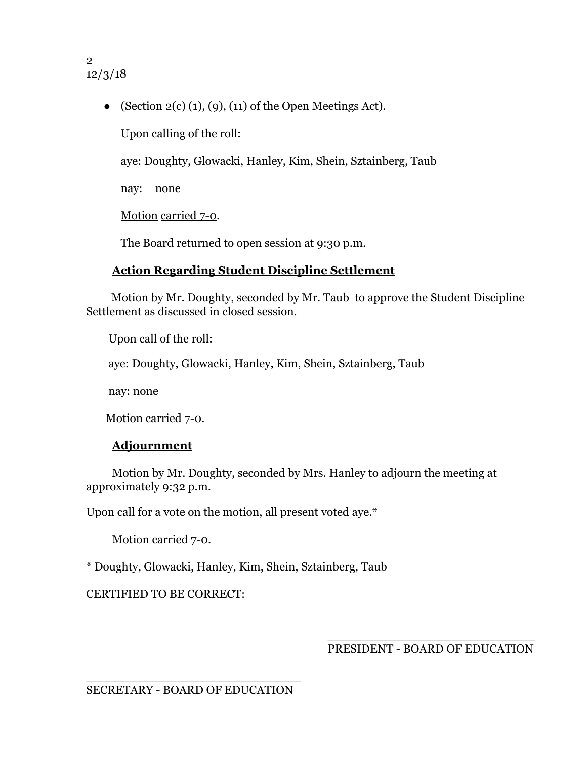- (Section 2(c) (1), (9), (11) of the Open Meetings Act).

  Upon calling of the roll:

  aye: Doughty, Glowacki, Hanley, Kim, Shein, Sztainberg, Taub

  nay: none

  Motion carried 7-0.

  The Board returned to open session at 9:30 p.m.

**Action Regarding Student Discipline Settlement**

Motion by Mr. Doughty, seconded by Mr. Taub to approve the Student Discipline Settlement as discussed in closed session.

Upon call of the roll:

aye: Doughty, Glowacki, Hanley, Kim, Shein, Sztainberg, Taub

nay: none

Motion carried 7-0.

**Adjournment**

Motion by Mr. Doughty, seconded by Mrs. Hanley to adjourn the meeting at approximately 9:32 p.m.

Upon call for a vote on the motion, all present voted aye.*

Motion carried 7-0.

* Doughty, Glowacki, Hanley, Kim, Shein, Sztainberg, Taub

CERTIFIED TO BE CORRECT:

______________________________
PRESIDENT - BOARD OF EDUCATION

______________________________
SECRETARY - BOARD OF EDUCATION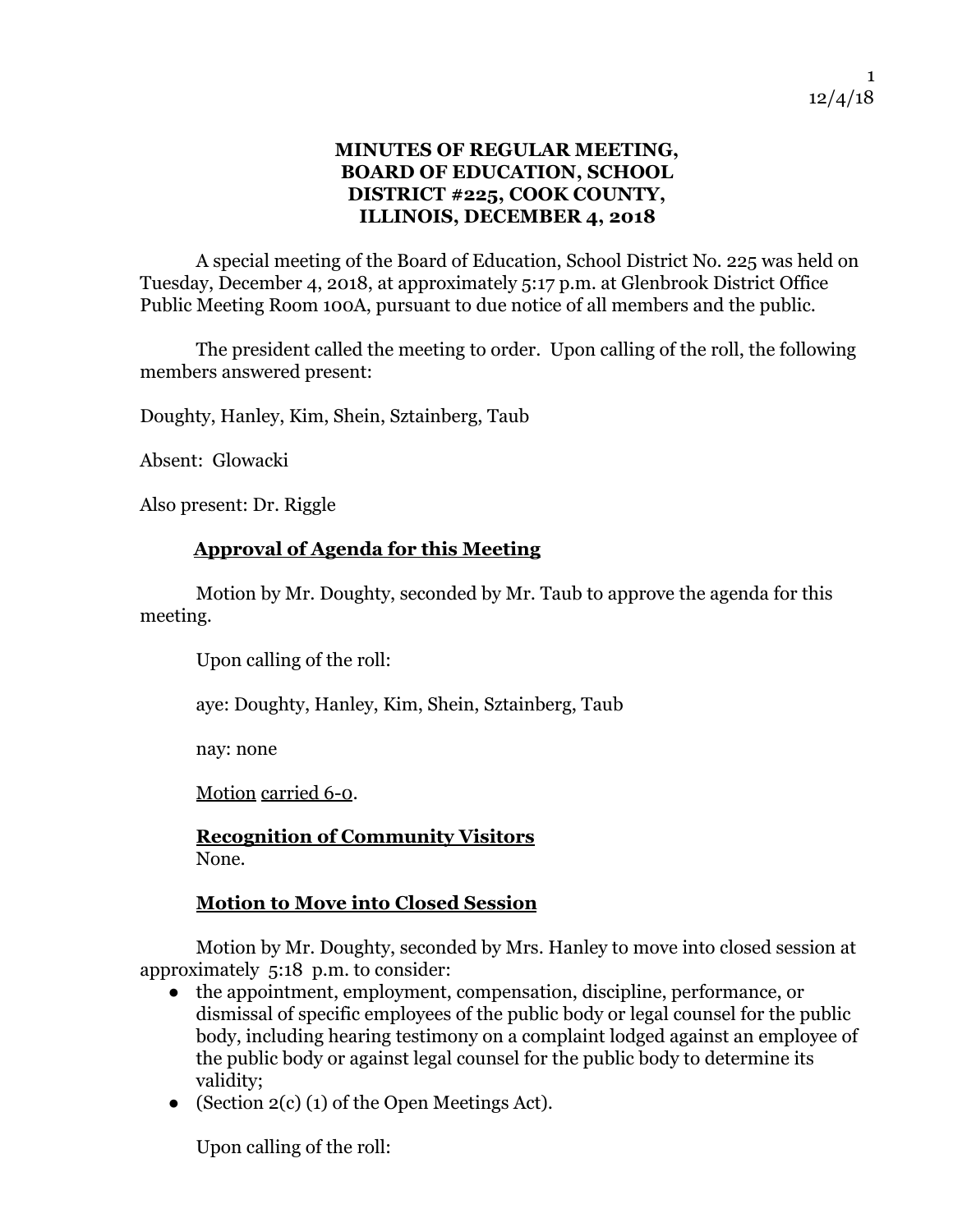# MINUTES OF REGULAR MEETING, BOARD OF EDUCATION, SCHOOL DISTRICT #225, COOK COUNTY, ILLINOIS, DECEMBER 4, 2018

A special meeting of the Board of Education, School District No. 225 was held on Tuesday, December 4, 2018, at approximately 5:17 p.m. at Glenbrook District Office Public Meeting Room 100A, pursuant to due notice of all members and the public.

The president called the meeting to order. Upon calling of the roll, the following members answered present:

Doughty, Hanley, Kim, Shein, Sztainberg, Taub

Absent: Glowacki

Also present: Dr. Riggle

## Approval of Agenda for this Meeting

Motion by Mr. Doughty, seconded by Mr. Taub to approve the agenda for this meeting.

Upon calling of the roll:

aye: Doughty, Hanley, Kim, Shein, Sztainberg, Taub

nay: none

Motion carried 6-0.

## Recognition of Community Visitors

None.

## Motion to Move into Closed Session

Motion by Mr. Doughty, seconded by Mrs. Hanley to move into closed session at approximately 5:18 p.m. to consider:

- the appointment, employment, compensation, discipline, performance, or dismissal of specific employees of the public body or legal counsel for the public body, including hearing testimony on a complaint lodged against an employee of the public body or against legal counsel for the public body to determine its validity;
- (Section 2(c) (1) of the Open Meetings Act).

Upon calling of the roll: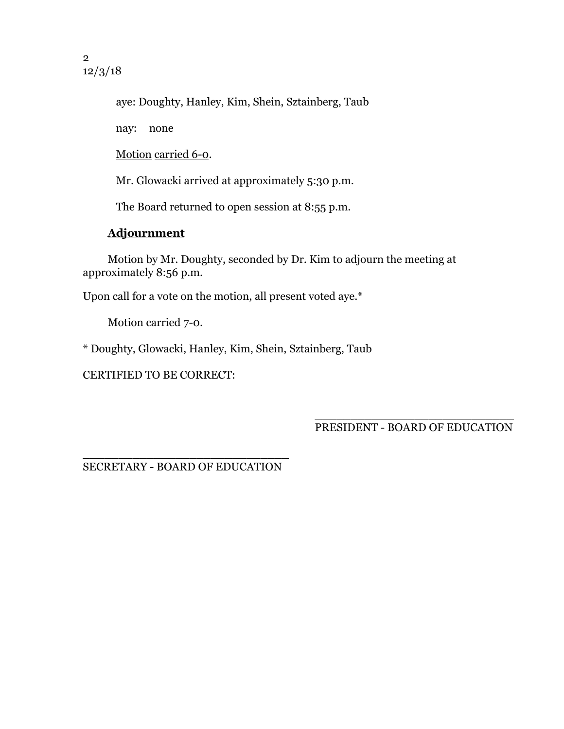aye: Doughty, Hanley, Kim, Shein, Sztainberg, Taub

nay: none

Motion carried 6-0.

Mr. Glowacki arrived at approximately 5:30 p.m.

The Board returned to open session at 8:55 p.m.

**Adjournment**

Motion by Mr. Doughty, seconded by Dr. Kim to adjourn the meeting at approximately 8:56 p.m.

Upon call for a vote on the motion, all present voted aye.*

Motion carried 7-0.

* Doughty, Glowacki, Hanley, Kim, Shein, Sztainberg, Taub

CERTIFIED TO BE CORRECT:

______________________________
PRESIDENT - BOARD OF EDUCATION

______________________________
SECRETARY - BOARD OF EDUCATION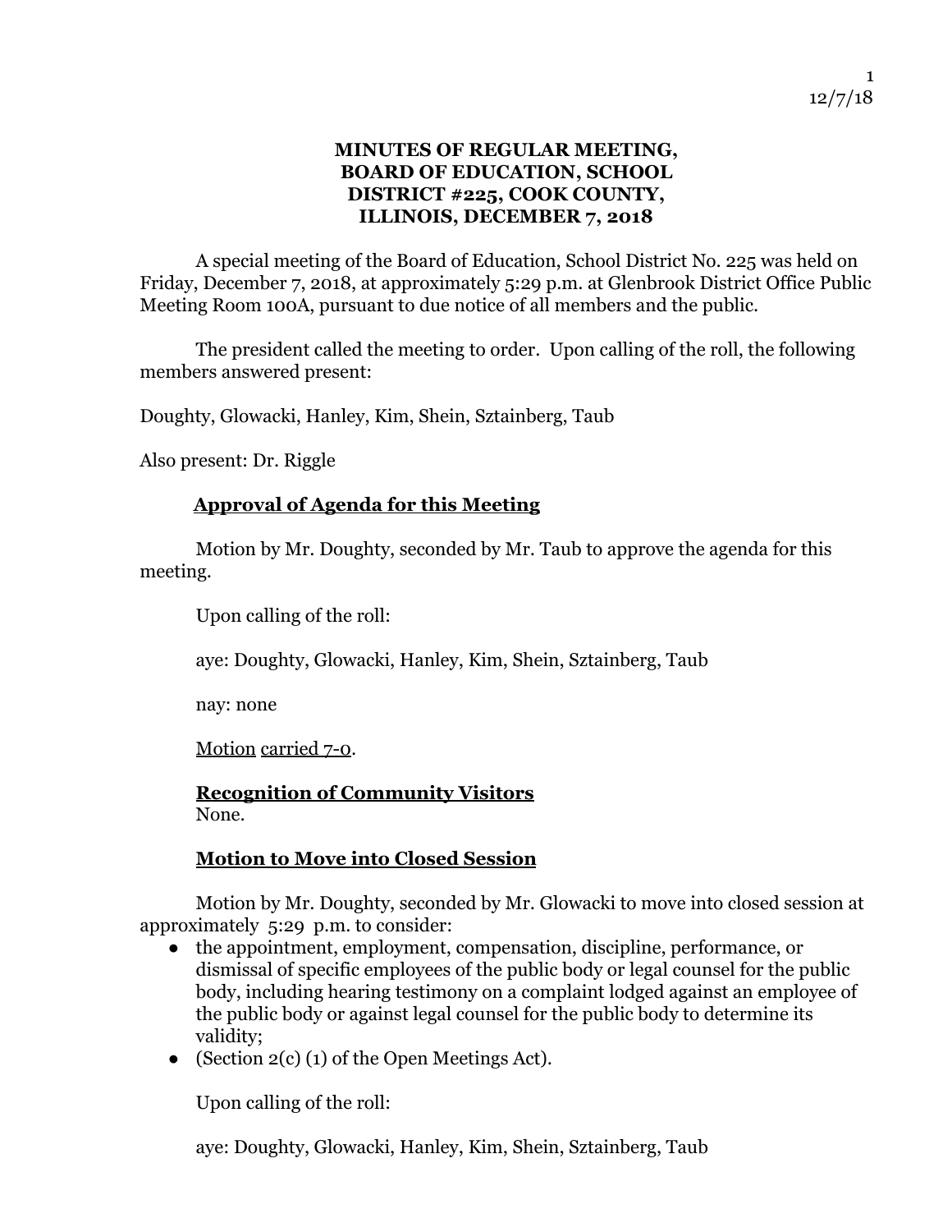# MINUTES OF REGULAR MEETING, BOARD OF EDUCATION, SCHOOL DISTRICT #225, COOK COUNTY, ILLINOIS, DECEMBER 7, 2018

A special meeting of the Board of Education, School District No. 225 was held on Friday, December 7, 2018, at approximately 5:29 p.m. at Glenbrook District Office Public Meeting Room 100A, pursuant to due notice of all members and the public.

The president called the meeting to order. Upon calling of the roll, the following members answered present:

Doughty, Glowacki, Hanley, Kim, Shein, Sztainberg, Taub

Also present: Dr. Riggle

## Approval of Agenda for this Meeting

Motion by Mr. Doughty, seconded by Mr. Taub to approve the agenda for this meeting.

Upon calling of the roll:

aye: Doughty, Glowacki, Hanley, Kim, Shein, Sztainberg, Taub

nay: none

Motion carried 7-0.

## Recognition of Community Visitors

None.

## Motion to Move into Closed Session

Motion by Mr. Doughty, seconded by Mr. Glowacki to move into closed session at approximately 5:29 p.m. to consider:

- the appointment, employment, compensation, discipline, performance, or dismissal of specific employees of the public body or legal counsel for the public body, including hearing testimony on a complaint lodged against an employee of the public body or against legal counsel for the public body to determine its validity;
- (Section 2(c) (1) of the Open Meetings Act).

Upon calling of the roll:

aye: Doughty, Glowacki, Hanley, Kim, Shein, Sztainberg, Taub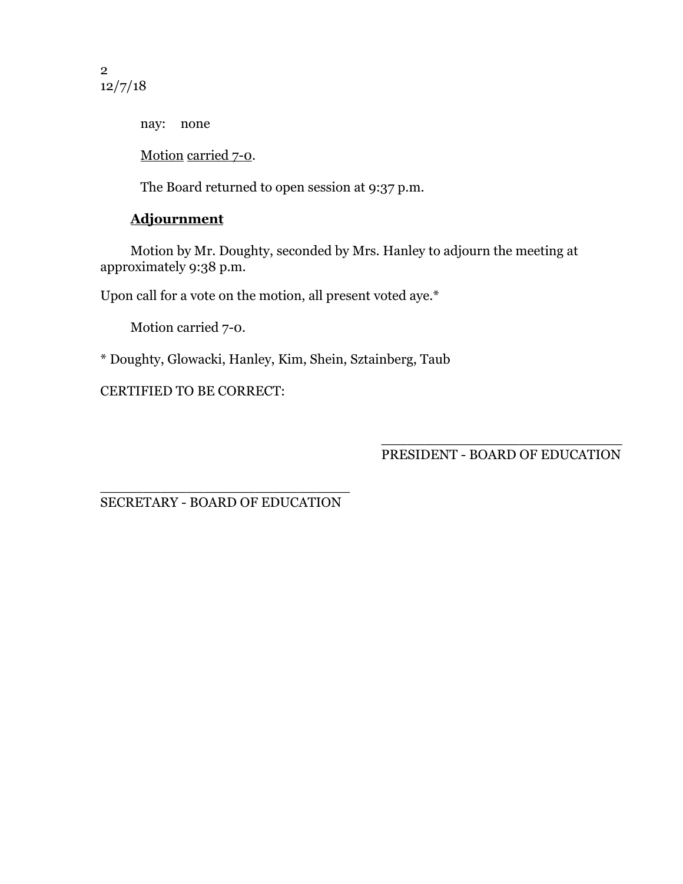nay: none

<u>Motion</u> <u>carried 7-0</u>.

The Board returned to open session at 9:37 p.m.

**<u>Adjournment</u>**

Motion by Mr. Doughty, seconded by Mrs. Hanley to adjourn the meeting at approximately 9:38 p.m.

Upon call for a vote on the motion, all present voted aye.*

Motion carried 7-0.

* Doughty, Glowacki, Hanley, Kim, Shein, Sztainberg, Taub

CERTIFIED TO BE CORRECT:

_______________________________
PRESIDENT - BOARD OF EDUCATION

_______________________________
SECRETARY - BOARD OF EDUCATION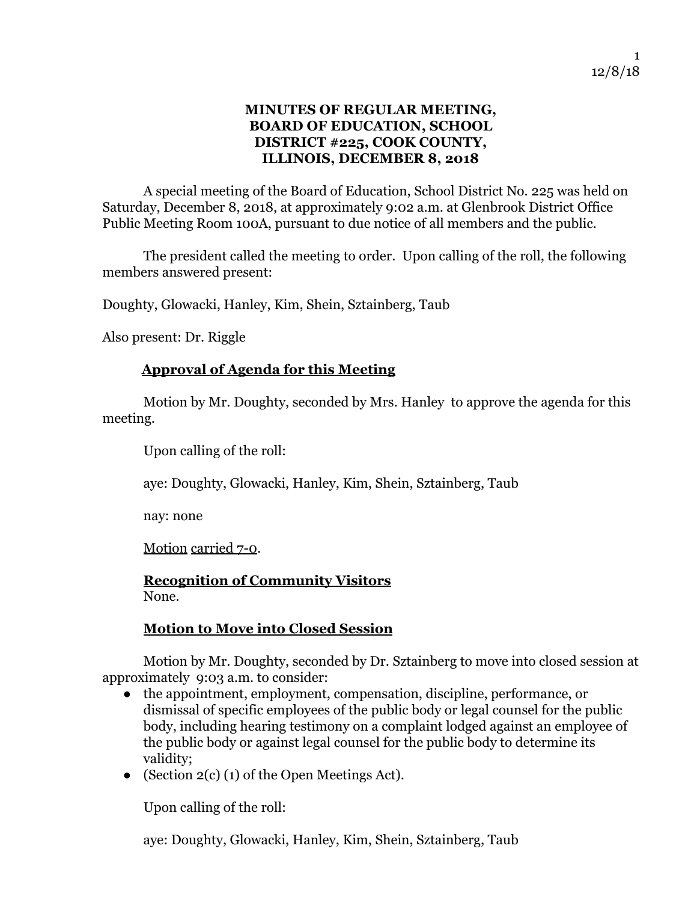## MINUTES OF REGULAR MEETING, BOARD OF EDUCATION, SCHOOL DISTRICT #225, COOK COUNTY, ILLINOIS, DECEMBER 8, 2018

A special meeting of the Board of Education, School District No. 225 was held on Saturday, December 8, 2018, at approximately 9:02 a.m. at Glenbrook District Office Public Meeting Room 100A, pursuant to due notice of all members and the public.

The president called the meeting to order. Upon calling of the roll, the following members answered present:

Doughty, Glowacki, Hanley, Kim, Shein, Sztainberg, Taub

Also present: Dr. Riggle

### Approval of Agenda for this Meeting

Motion by Mr. Doughty, seconded by Mrs. Hanley to approve the agenda for this meeting.

Upon calling of the roll:

aye: Doughty, Glowacki, Hanley, Kim, Shein, Sztainberg, Taub

nay: none

Motion carried 7-0.

### Recognition of Community Visitors

None.

### Motion to Move into Closed Session

Motion by Mr. Doughty, seconded by Dr. Sztainberg to move into closed session at approximately 9:03 a.m. to consider:

- the appointment, employment, compensation, discipline, performance, or dismissal of specific employees of the public body or legal counsel for the public body, including hearing testimony on a complaint lodged against an employee of the public body or against legal counsel for the public body to determine its validity;
- (Section 2(c) (1) of the Open Meetings Act).

Upon calling of the roll:

aye: Doughty, Glowacki, Hanley, Kim, Shein, Sztainberg, Taub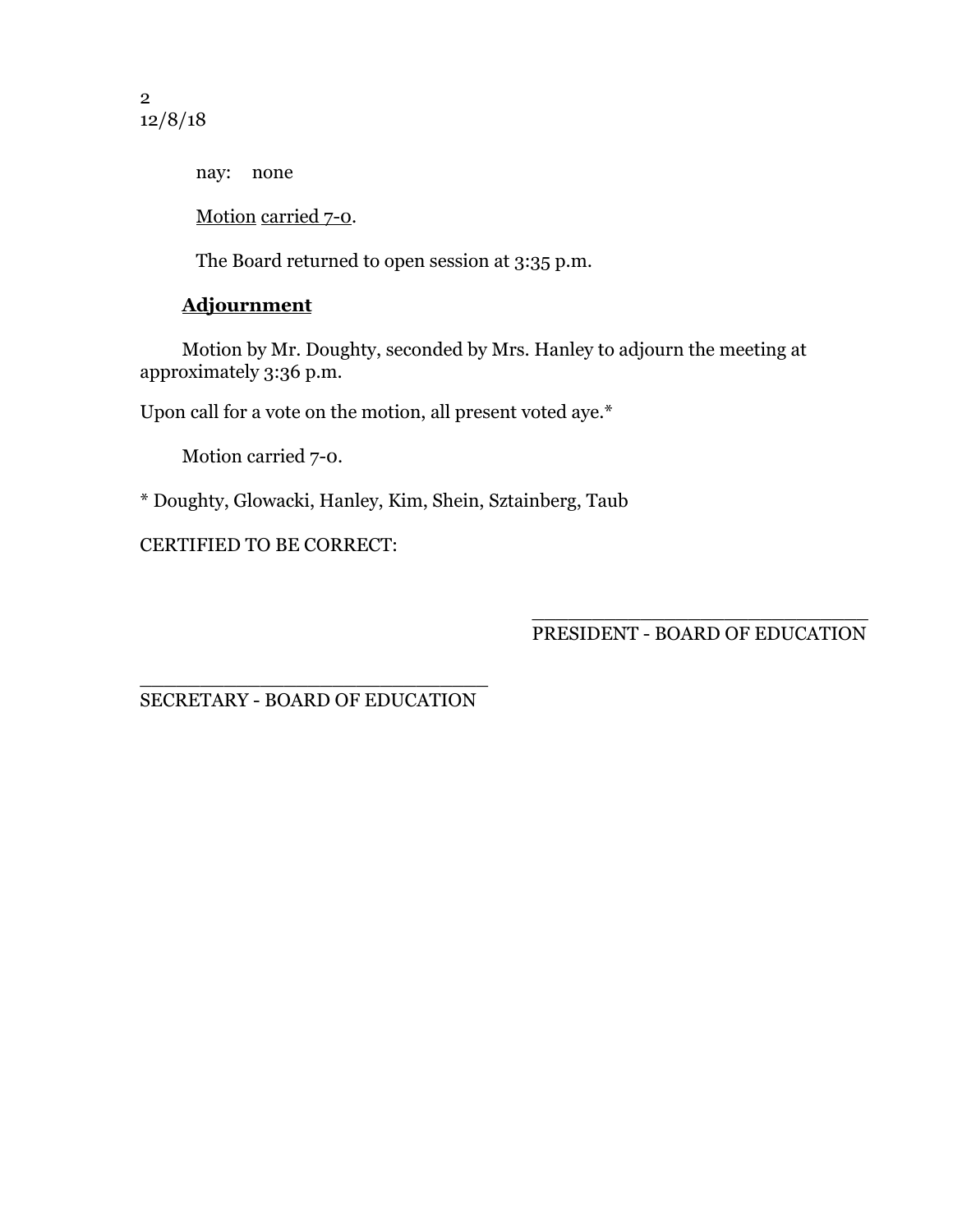nay: none

Motion carried 7-0.

The Board returned to open session at 3:35 p.m.

**Adjournment**

Motion by Mr. Doughty, seconded by Mrs. Hanley to adjourn the meeting at approximately 3:36 p.m.

Upon call for a vote on the motion, all present voted aye.*

Motion carried 7-0.

* Doughty, Glowacki, Hanley, Kim, Shein, Sztainberg, Taub

CERTIFIED TO BE CORRECT:

______________________________
PRESIDENT - BOARD OF EDUCATION

______________________________
SECRETARY - BOARD OF EDUCATION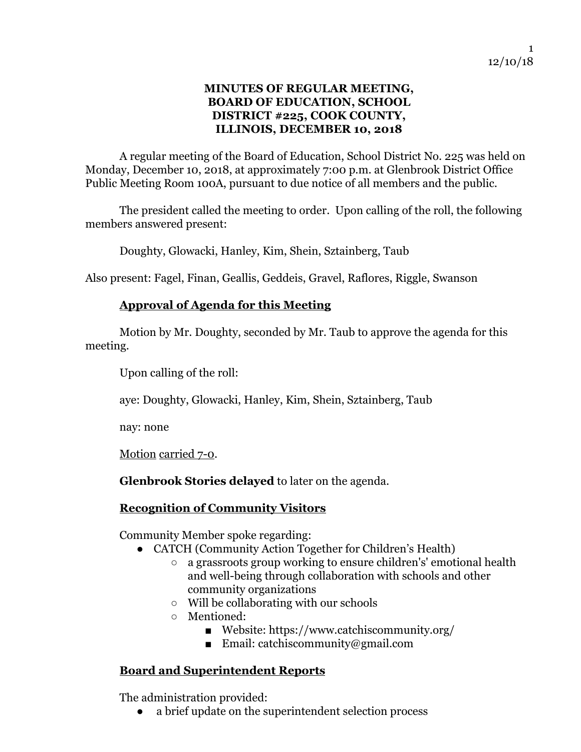# MINUTES OF REGULAR MEETING, BOARD OF EDUCATION, SCHOOL DISTRICT #225, COOK COUNTY, ILLINOIS, DECEMBER 10, 2018

A regular meeting of the Board of Education, School District No. 225 was held on Monday, December 10, 2018, at approximately 7:00 p.m. at Glenbrook District Office Public Meeting Room 100A, pursuant to due notice of all members and the public.

The president called the meeting to order. Upon calling of the roll, the following members answered present:

Doughty, Glowacki, Hanley, Kim, Shein, Sztainberg, Taub

Also present: Fagel, Finan, Geallis, Geddeis, Gravel, Raflores, Riggle, Swanson

## Approval of Agenda for this Meeting

Motion by Mr. Doughty, seconded by Mr. Taub to approve the agenda for this meeting.

Upon calling of the roll:

aye: Doughty, Glowacki, Hanley, Kim, Shein, Sztainberg, Taub

nay: none

Motion carried 7-0.

**Glenbrook Stories delayed** to later on the agenda.

## Recognition of Community Visitors

Community Member spoke regarding:

- CATCH (Community Action Together for Children's Health)
  - a grassroots group working to ensure children's' emotional health and well-being through collaboration with schools and other community organizations
  - Will be collaborating with our schools
  - Mentioned:
    - Website: https://www.catchiscommunity.org/
    - Email: catchiscommunity@gmail.com

## Board and Superintendent Reports

The administration provided:

- a brief update on the superintendent selection process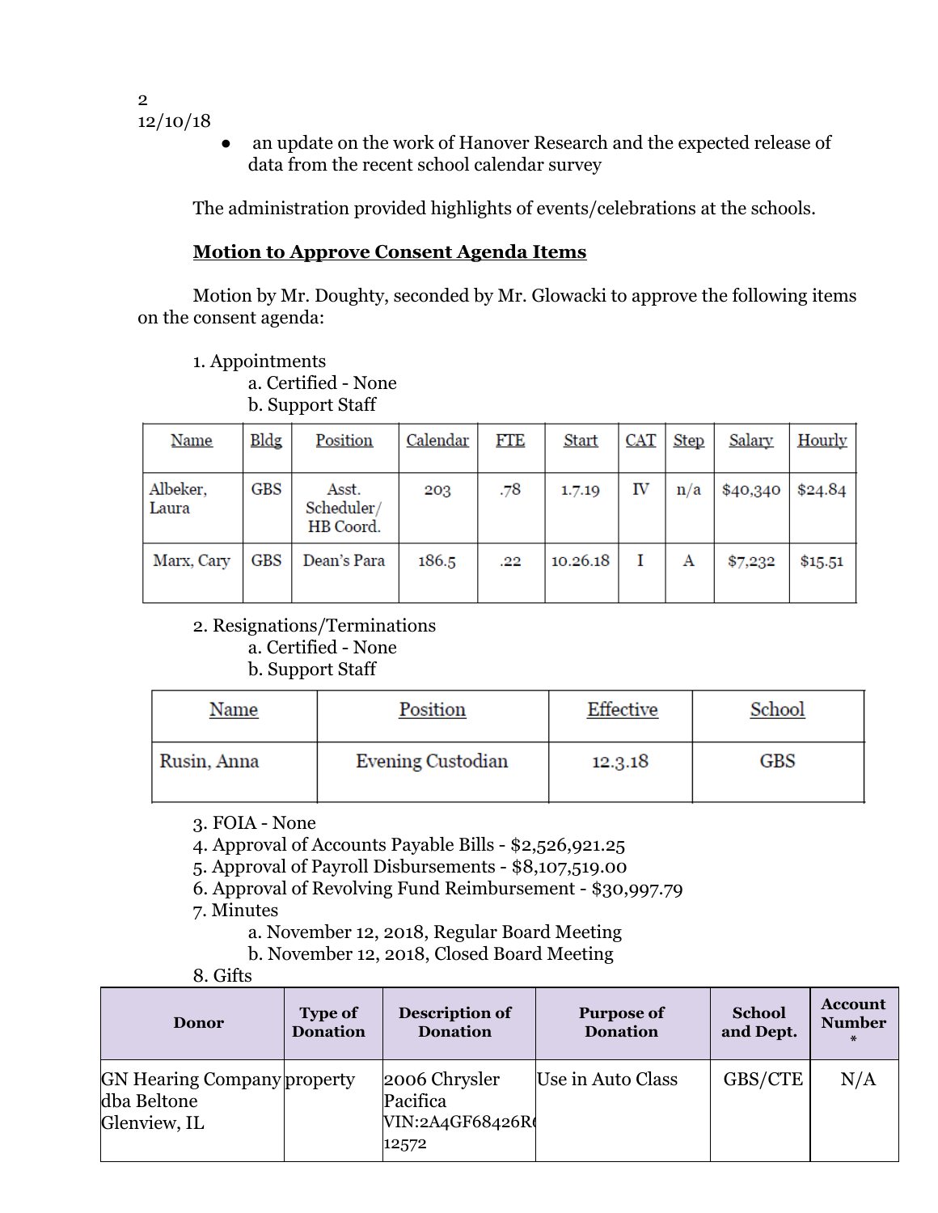12/10/18

- an update on the work of Hanover Research and the expected release of data from the recent school calendar survey

The administration provided highlights of events/celebrations at the schools.

**Motion to Approve Consent Agenda Items**

Motion by Mr. Doughty, seconded by Mr. Glowacki to approve the following items on the consent agenda:

1. Appointments
   a. Certified - None
   b. Support Staff

| Name | Bldg | Position | Calendar | FTE | Start | CAT | Step | Salary | Hourly |
|---|---|---|---|---|---|---|---|---|---|
| Albeker, Laura | GBS | Asst. Scheduler/ HB Coord. | 203 | .78 | 1.7.19 | IV | n/a | $40,340 | $24.84 |
| Marx, Cary | GBS | Dean's Para | 186.5 | .22 | 10.26.18 | I | A | $7,232 | $15.51 |

2. Resignations/Terminations
   a. Certified - None
   b. Support Staff

| Name | Position | Effective | School |
|---|---|---|---|
| Rusin, Anna | Evening Custodian | 12.3.18 | GBS |

3. FOIA - None
4. Approval of Accounts Payable Bills - $2,526,921.25
5. Approval of Payroll Disbursements - $8,107,519.00
6. Approval of Revolving Fund Reimbursement - $30,997.79
7. Minutes
   a. November 12, 2018, Regular Board Meeting
   b. November 12, 2018, Closed Board Meeting
8. Gifts

| Donor | Type of Donation | Description of Donation | Purpose of Donation | School and Dept. | Account Number * |
|---|---|---|---|---|---|
| GN Hearing Company dba Beltone Glenview, IL | property | 2006 Chrysler Pacifica VIN:2A4GF68426R6 12572 | Use in Auto Class | GBS/CTE | N/A |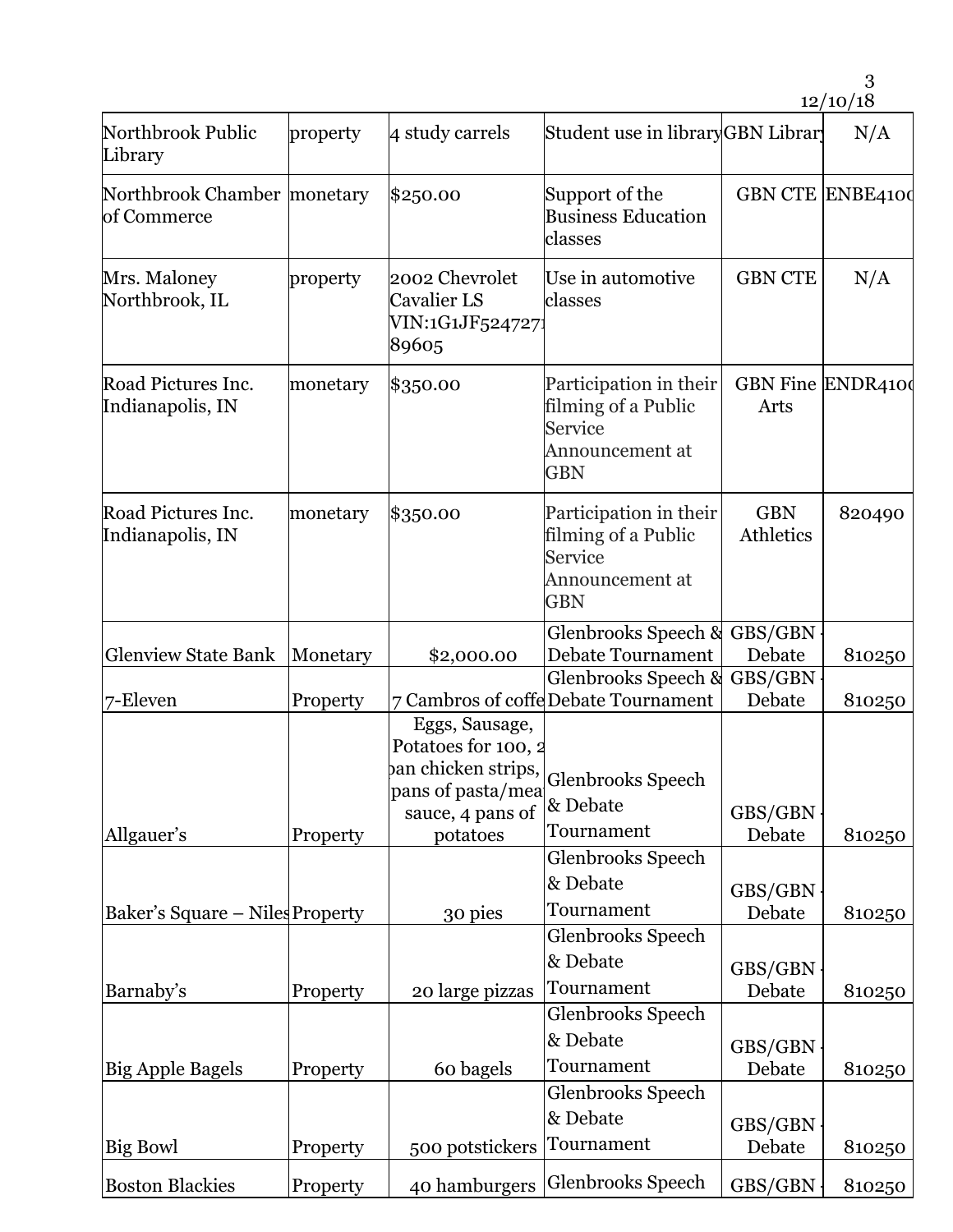| | | | | | |
|---|---|---|---|---|---|
| Northbrook Public Library | property | 4 study carrels | Student use in library | GBN Library | N/A |
| Northbrook Chamber of Commerce | monetary | $250.00 | Support of the Business Education classes | GBN CTE | ENBE4100 |
| Mrs. Maloney Northbrook, IL | property | 2002 Chevrolet Cavalier LS VIN:1G1JF5247271 89605 | Use in automotive classes | GBN CTE | N/A |
| Road Pictures Inc. Indianapolis, IN | monetary | $350.00 | Participation in their filming of a Public Service Announcement at GBN | GBN Fine Arts | ENDR4100 |
| Road Pictures Inc. Indianapolis, IN | monetary | $350.00 | Participation in their filming of a Public Service Announcement at GBN | GBN Athletics | 820490 |
| Glenview State Bank | Monetary | $2,000.00 | Glenbrooks Speech & Debate Tournament | GBS/GBN Debate | 810250 |
| 7-Eleven | Property | 7 Cambros of coffee | Glenbrooks Speech & Debate Tournament | GBS/GBN Debate | 810250 |
| Allgauer's | Property | Eggs, Sausage, Potatoes for 100, 2 pan chicken strips, pans of pasta/meat sauce, 4 pans of potatoes | Glenbrooks Speech & Debate Tournament | GBS/GBN Debate | 810250 |
| Baker's Square – Niles | Property | 30 pies | Glenbrooks Speech & Debate Tournament | GBS/GBN Debate | 810250 |
| Barnaby's | Property | 20 large pizzas | Glenbrooks Speech & Debate Tournament | GBS/GBN Debate | 810250 |
| Big Apple Bagels | Property | 60 bagels | Glenbrooks Speech & Debate Tournament | GBS/GBN Debate | 810250 |
| Big Bowl | Property | 500 potstickers | Glenbrooks Speech & Debate Tournament | GBS/GBN Debate | 810250 |
| Boston Blackies | Property | 40 hamburgers | Glenbrooks Speech | GBS/GBN | 810250 |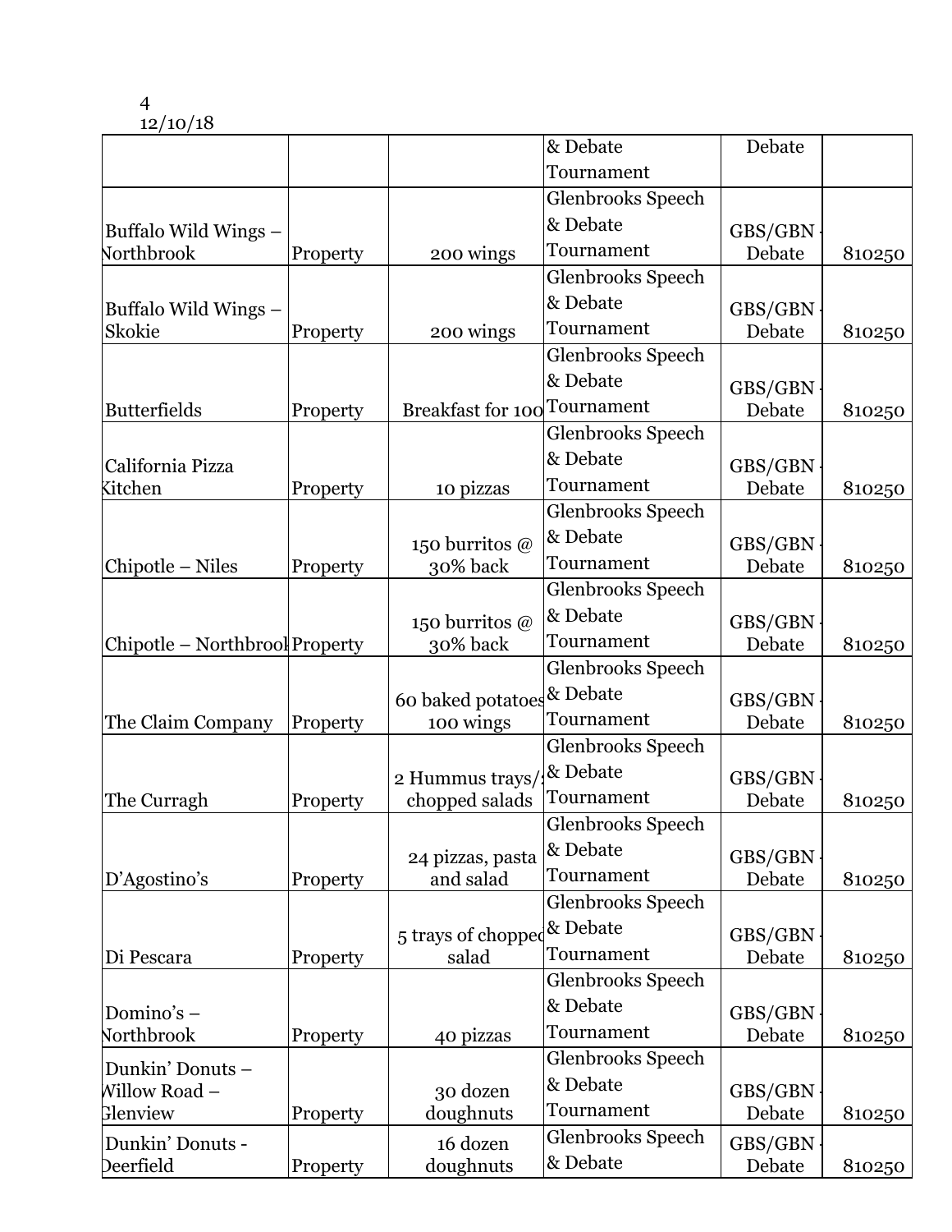4
12/10/18

| | | | | | |
|---|---|---|---|---|---|
| | | | & Debate Tournament | Debate | |
| Buffalo Wild Wings – Northbrook | Property | 200 wings | Glenbrooks Speech & Debate Tournament | GBS/GBN - Debate | 810250 |
| Buffalo Wild Wings – Skokie | Property | 200 wings | Glenbrooks Speech & Debate Tournament | GBS/GBN - Debate | 810250 |
| Butterfields | Property | Breakfast for 100 | Glenbrooks Speech & Debate Tournament | GBS/GBN - Debate | 810250 |
| California Pizza Kitchen | Property | 10 pizzas | Glenbrooks Speech & Debate Tournament | GBS/GBN - Debate | 810250 |
| Chipotle – Niles | Property | 150 burritos @ 30% back | Glenbrooks Speech & Debate Tournament | GBS/GBN - Debate | 810250 |
| Chipotle – Northbrook | Property | 150 burritos @ 30% back | Glenbrooks Speech & Debate Tournament | GBS/GBN - Debate | 810250 |
| The Claim Company | Property | 60 baked potatoes 100 wings | Glenbrooks Speech & Debate Tournament | GBS/GBN - Debate | 810250 |
| The Curragh | Property | 2 Hummus trays/3 chopped salads | Glenbrooks Speech & Debate Tournament | GBS/GBN - Debate | 810250 |
| D'Agostino's | Property | 24 pizzas, pasta and salad | Glenbrooks Speech & Debate Tournament | GBS/GBN - Debate | 810250 |
| Di Pescara | Property | 5 trays of chopped salad | Glenbrooks Speech & Debate Tournament | GBS/GBN - Debate | 810250 |
| Domino's – Northbrook | Property | 40 pizzas | Glenbrooks Speech & Debate Tournament | GBS/GBN - Debate | 810250 |
| Dunkin' Donuts – Willow Road – Glenview | Property | 30 dozen doughnuts | Glenbrooks Speech & Debate Tournament | GBS/GBN - Debate | 810250 |
| Dunkin' Donuts - Deerfield | Property | 16 dozen doughnuts | Glenbrooks Speech & Debate | GBS/GBN - Debate | 810250 |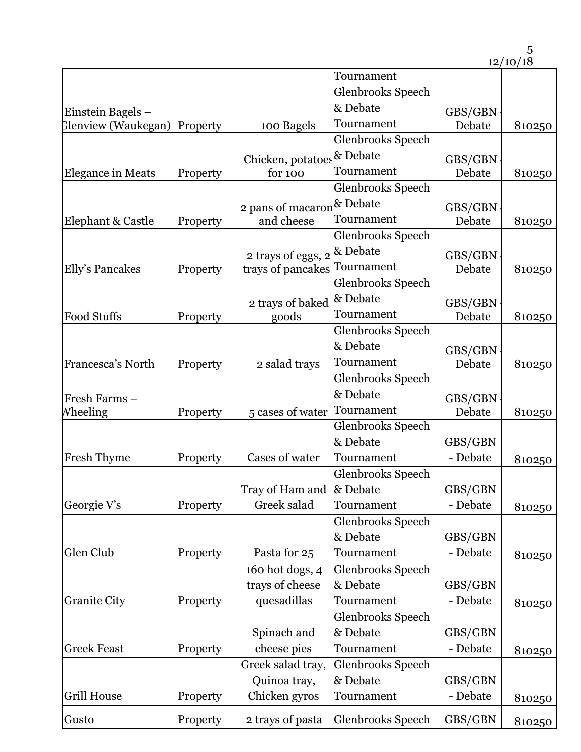| | | | | | |
|---|---|---|---|---|---|
| | | | Tournament | | |
| Einstein Bagels – Glenview (Waukegan) | Property | 100 Bagels | Glenbrooks Speech & Debate Tournament | GBS/GBN - Debate | 810250 |
| Elegance in Meats | Property | Chicken, potatoes for 100 | Glenbrooks Speech & Debate Tournament | GBS/GBN - Debate | 810250 |
| Elephant & Castle | Property | 2 pans of macaroni and cheese | Glenbrooks Speech & Debate Tournament | GBS/GBN - Debate | 810250 |
| Elly's Pancakes | Property | 2 trays of eggs, 2 trays of pancakes | Glenbrooks Speech & Debate Tournament | GBS/GBN - Debate | 810250 |
| Food Stuffs | Property | 2 trays of baked goods | Glenbrooks Speech & Debate Tournament | GBS/GBN - Debate | 810250 |
| Francesca's North | Property | 2 salad trays | Glenbrooks Speech & Debate Tournament | GBS/GBN - Debate | 810250 |
| Fresh Farms – Wheeling | Property | 5 cases of water | Glenbrooks Speech & Debate Tournament | GBS/GBN - Debate | 810250 |
| Fresh Thyme | Property | Cases of water | Glenbrooks Speech & Debate Tournament | GBS/GBN - Debate | 810250 |
| Georgie V's | Property | Tray of Ham and Greek salad | Glenbrooks Speech & Debate Tournament | GBS/GBN - Debate | 810250 |
| Glen Club | Property | Pasta for 25 | Glenbrooks Speech & Debate Tournament | GBS/GBN - Debate | 810250 |
| Granite City | Property | 160 hot dogs, 4 trays of cheese quesadillas | Glenbrooks Speech & Debate Tournament | GBS/GBN - Debate | 810250 |
| Greek Feast | Property | Spinach and cheese pies | Glenbrooks Speech & Debate Tournament | GBS/GBN - Debate | 810250 |
| Grill House | Property | Greek salad tray, Quinoa tray, Chicken gyros | Glenbrooks Speech & Debate Tournament | GBS/GBN - Debate | 810250 |
| Gusto | Property | 2 trays of pasta | Glenbrooks Speech | GBS/GBN | 810250 |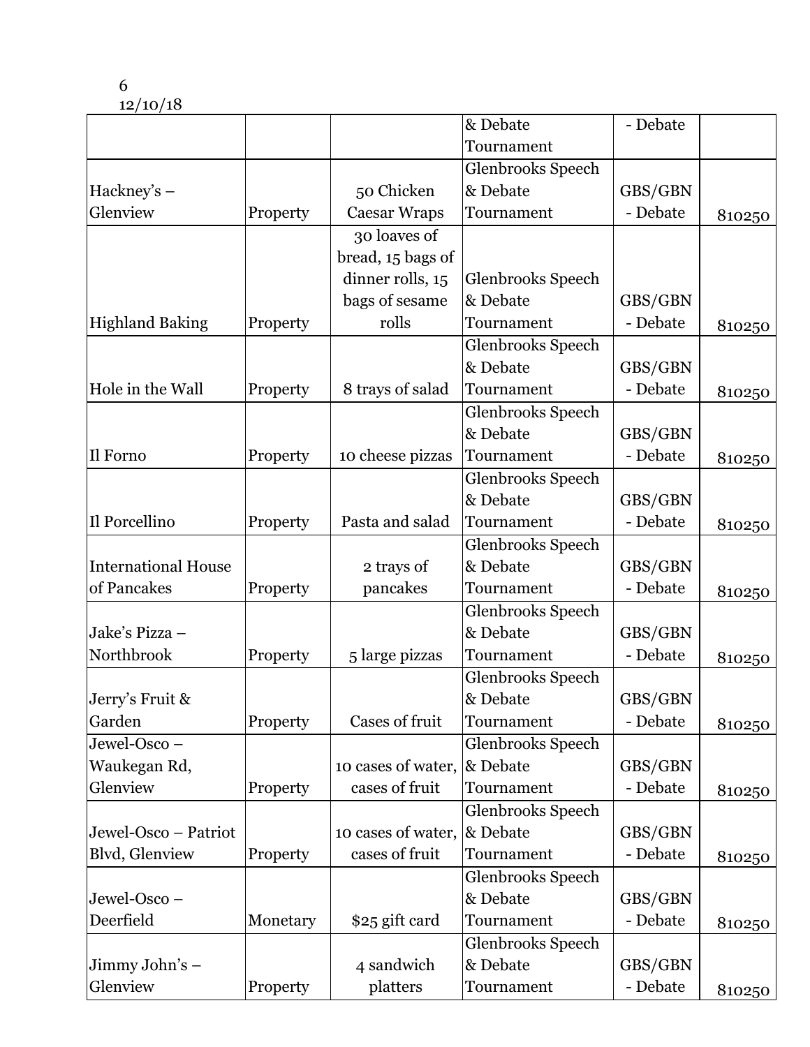6
12/10/18

| | | | | | |
|---|---|---|---|---|---|
| | | | & Debate Tournament | - Debate | |
| Hackney's – Glenview | Property | 50 Chicken Caesar Wraps | Glenbrooks Speech & Debate Tournament | GBS/GBN - Debate | 810250 |
| Highland Baking | Property | 30 loaves of bread, 15 bags of dinner rolls, 15 bags of sesame rolls | Glenbrooks Speech & Debate Tournament | GBS/GBN - Debate | 810250 |
| Hole in the Wall | Property | 8 trays of salad | Glenbrooks Speech & Debate Tournament | GBS/GBN - Debate | 810250 |
| Il Forno | Property | 10 cheese pizzas | Glenbrooks Speech & Debate Tournament | GBS/GBN - Debate | 810250 |
| Il Porcellino | Property | Pasta and salad | Glenbrooks Speech & Debate Tournament | GBS/GBN - Debate | 810250 |
| International House of Pancakes | Property | 2 trays of pancakes | Glenbrooks Speech & Debate Tournament | GBS/GBN - Debate | 810250 |
| Jake's Pizza – Northbrook | Property | 5 large pizzas | Glenbrooks Speech & Debate Tournament | GBS/GBN - Debate | 810250 |
| Jerry's Fruit & Garden | Property | Cases of fruit | Glenbrooks Speech & Debate Tournament | GBS/GBN - Debate | 810250 |
| Jewel-Osco – Waukegan Rd, Glenview | Property | 10 cases of water, cases of fruit | Glenbrooks Speech & Debate Tournament | GBS/GBN - Debate | 810250 |
| Jewel-Osco – Patriot Blvd, Glenview | Property | 10 cases of water, cases of fruit | Glenbrooks Speech & Debate Tournament | GBS/GBN - Debate | 810250 |
| Jewel-Osco – Deerfield | Monetary | $25 gift card | Glenbrooks Speech & Debate Tournament | GBS/GBN - Debate | 810250 |
| Jimmy John's – Glenview | Property | 4 sandwich platters | Glenbrooks Speech & Debate Tournament | GBS/GBN - Debate | 810250 |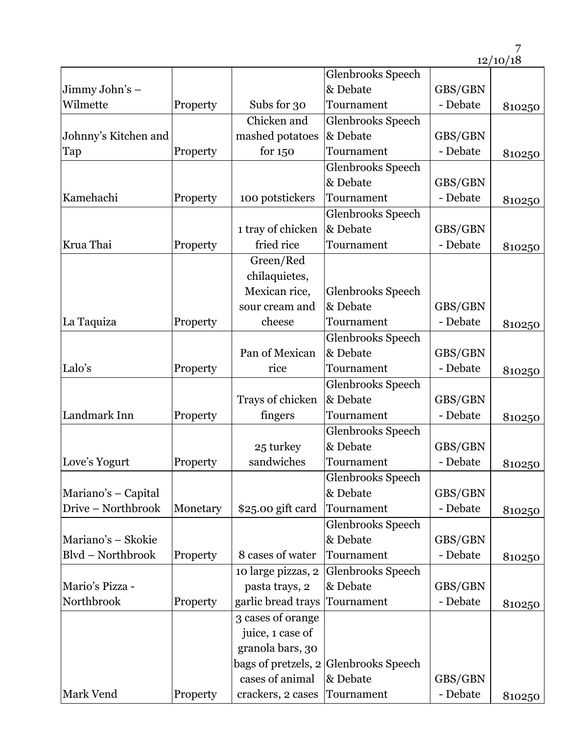| | | | | | |
|---|---|---|---|---|---|
| Jimmy John's – Wilmette | Property | Subs for 30 | Glenbrooks Speech & Debate Tournament | GBS/GBN - Debate | 810250 |
| Johnny's Kitchen and Tap | Property | Chicken and mashed potatoes for 150 | Glenbrooks Speech & Debate Tournament | GBS/GBN - Debate | 810250 |
| Kamehachi | Property | 100 potstickers | Glenbrooks Speech & Debate Tournament | GBS/GBN - Debate | 810250 |
| Krua Thai | Property | 1 tray of chicken fried rice | Glenbrooks Speech & Debate Tournament | GBS/GBN - Debate | 810250 |
| La Taquiza | Property | Green/Red chilaquietes, Mexican rice, sour cream and cheese | Glenbrooks Speech & Debate Tournament | GBS/GBN - Debate | 810250 |
| Lalo's | Property | Pan of Mexican rice | Glenbrooks Speech & Debate Tournament | GBS/GBN - Debate | 810250 |
| Landmark Inn | Property | Trays of chicken fingers | Glenbrooks Speech & Debate Tournament | GBS/GBN - Debate | 810250 |
| Love's Yogurt | Property | 25 turkey sandwiches | Glenbrooks Speech & Debate Tournament | GBS/GBN - Debate | 810250 |
| Mariano's – Capital Drive – Northbrook | Monetary | $25.00 gift card | Glenbrooks Speech & Debate Tournament | GBS/GBN - Debate | 810250 |
| Mariano's – Skokie Blvd – Northbrook | Property | 8 cases of water | Glenbrooks Speech & Debate Tournament | GBS/GBN - Debate | 810250 |
| Mario's Pizza - Northbrook | Property | 10 large pizzas, 2 pasta trays, 2 garlic bread trays | Glenbrooks Speech & Debate Tournament | GBS/GBN - Debate | 810250 |
| Mark Vend | Property | 3 cases of orange juice, 1 case of granola bars, 30 bags of pretzels, 2 cases of animal crackers, 2 cases | Glenbrooks Speech & Debate Tournament | GBS/GBN - Debate | 810250 |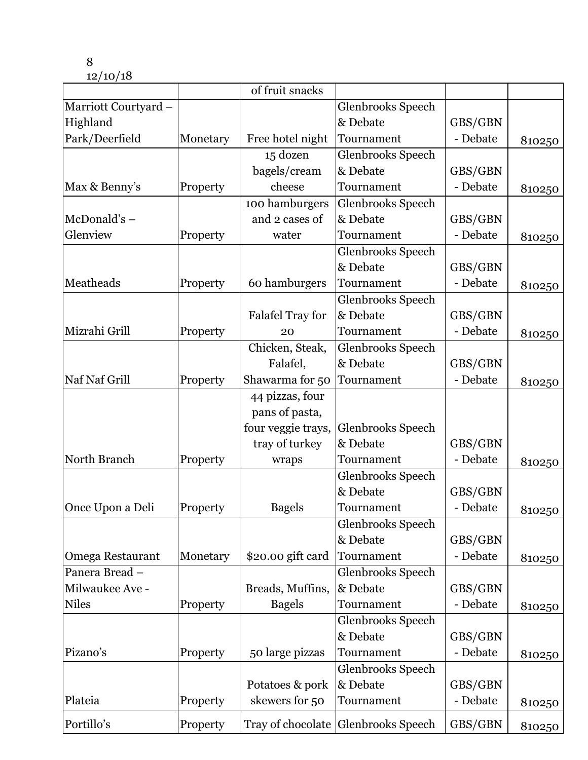8
12/10/18

| | | | | | |
|---|---|---|---|---|---|
| | | of fruit snacks | | | |
| Marriott Courtyard – Highland Park/Deerfield | Monetary | Free hotel night | Glenbrooks Speech & Debate Tournament | GBS/GBN - Debate | 810250 |
| Max & Benny's | Property | 15 dozen bagels/cream cheese | Glenbrooks Speech & Debate Tournament | GBS/GBN - Debate | 810250 |
| McDonald's – Glenview | Property | 100 hamburgers and 2 cases of water | Glenbrooks Speech & Debate Tournament | GBS/GBN - Debate | 810250 |
| Meatheads | Property | 60 hamburgers | Glenbrooks Speech & Debate Tournament | GBS/GBN - Debate | 810250 |
| Mizrahi Grill | Property | Falafel Tray for 20 | Glenbrooks Speech & Debate Tournament | GBS/GBN - Debate | 810250 |
| Naf Naf Grill | Property | Chicken, Steak, Falafel, Shawarma for 50 | Glenbrooks Speech & Debate Tournament | GBS/GBN - Debate | 810250 |
| North Branch | Property | 44 pizzas, four pans of pasta, four veggie trays, tray of turkey wraps | Glenbrooks Speech & Debate Tournament | GBS/GBN - Debate | 810250 |
| Once Upon a Deli | Property | Bagels | Glenbrooks Speech & Debate Tournament | GBS/GBN - Debate | 810250 |
| Omega Restaurant | Monetary | $20.00 gift card | Glenbrooks Speech & Debate Tournament | GBS/GBN - Debate | 810250 |
| Panera Bread – Milwaukee Ave - Niles | Property | Breads, Muffins, Bagels | Glenbrooks Speech & Debate Tournament | GBS/GBN - Debate | 810250 |
| Pizano's | Property | 50 large pizzas | Glenbrooks Speech & Debate Tournament | GBS/GBN - Debate | 810250 |
| Plateia | Property | Potatoes & pork skewers for 50 | Glenbrooks Speech & Debate Tournament | GBS/GBN - Debate | 810250 |
| Portillo's | Property | Tray of chocolate | Glenbrooks Speech | GBS/GBN | 810250 |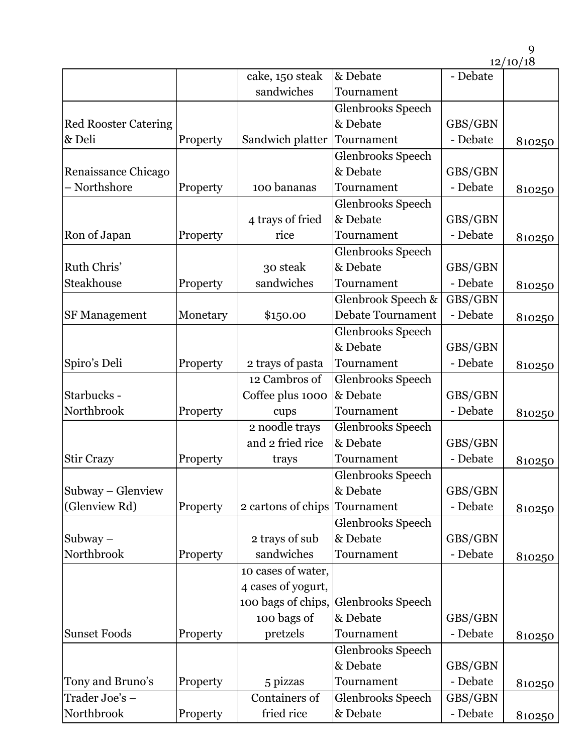| | | cake, 150 steak sandwiches | & Debate Tournament | - Debate | |
|---|---|---|---|---|---|
| Red Rooster Catering & Deli | Property | Sandwich platter | Glenbrooks Speech & Debate Tournament | GBS/GBN - Debate | 810250 |
| Renaissance Chicago – Northshore | Property | 100 bananas | Glenbrooks Speech & Debate Tournament | GBS/GBN - Debate | 810250 |
| Ron of Japan | Property | 4 trays of fried rice | Glenbrooks Speech & Debate Tournament | GBS/GBN - Debate | 810250 |
| Ruth Chris' Steakhouse | Property | 30 steak sandwiches | Glenbrooks Speech & Debate Tournament | GBS/GBN - Debate | 810250 |
| SF Management | Monetary | $150.00 | Glenbrook Speech & Debate Tournament | GBS/GBN - Debate | 810250 |
| Spiro's Deli | Property | 2 trays of pasta | Glenbrooks Speech & Debate Tournament | GBS/GBN - Debate | 810250 |
| Starbucks - Northbrook | Property | 12 Cambros of Coffee plus 1000 cups | Glenbrooks Speech & Debate Tournament | GBS/GBN - Debate | 810250 |
| Stir Crazy | Property | 2 noodle trays and 2 fried rice trays | Glenbrooks Speech & Debate Tournament | GBS/GBN - Debate | 810250 |
| Subway – Glenview (Glenview Rd) | Property | 2 cartons of chips | Glenbrooks Speech & Debate Tournament | GBS/GBN - Debate | 810250 |
| Subway – Northbrook | Property | 2 trays of sub sandwiches | Glenbrooks Speech & Debate Tournament | GBS/GBN - Debate | 810250 |
| Sunset Foods | Property | 10 cases of water, 4 cases of yogurt, 100 bags of chips, 100 bags of pretzels | Glenbrooks Speech & Debate Tournament | GBS/GBN - Debate | 810250 |
| Tony and Bruno's | Property | 5 pizzas | Glenbrooks Speech & Debate Tournament | GBS/GBN - Debate | 810250 |
| Trader Joe's – Northbrook | Property | Containers of fried rice | Glenbrooks Speech & Debate | GBS/GBN - Debate | 810250 |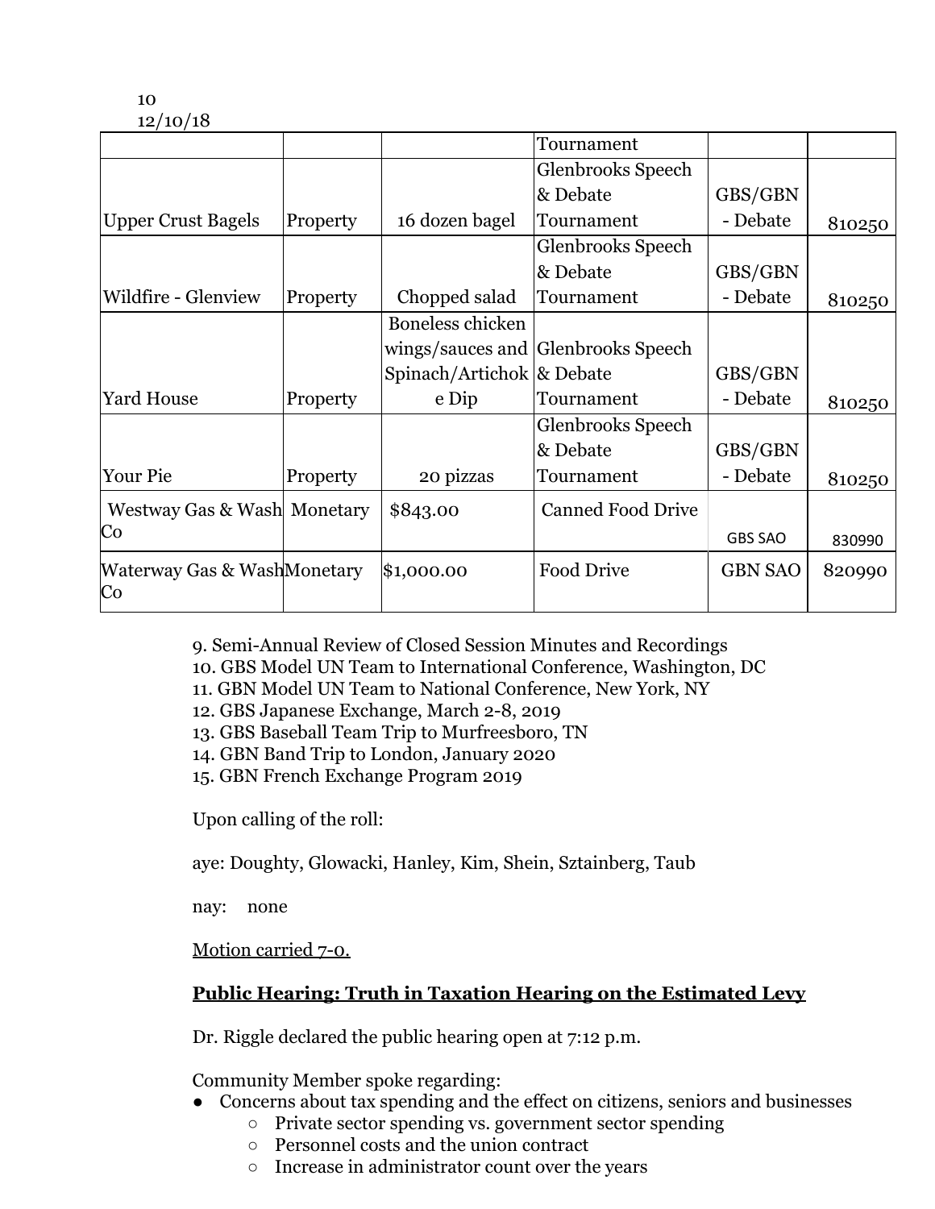| | | | Tournament | | |
|---|---|---|---|---|---|
| Upper Crust Bagels | Property | 16 dozen bagel | Glenbrooks Speech & Debate Tournament | GBS/GBN - Debate | 810250 |
| Wildfire - Glenview | Property | Chopped salad | Glenbrooks Speech & Debate Tournament | GBS/GBN - Debate | 810250 |
| Yard House | Property | Boneless chicken wings/sauces and Spinach/Artichoke Dip | Glenbrooks Speech & Debate Tournament | GBS/GBN - Debate | 810250 |
| Your Pie | Property | 20 pizzas | Glenbrooks Speech & Debate Tournament | GBS/GBN - Debate | 810250 |
| Westway Gas & Wash Co | Monetary | $843.00 | Canned Food Drive | GBS SAO | 830990 |
| Waterway Gas & Wash Co | Monetary | $1,000.00 | Food Drive | GBN SAO | 820990 |

9. Semi-Annual Review of Closed Session Minutes and Recordings
10. GBS Model UN Team to International Conference, Washington, DC
11. GBN Model UN Team to National Conference, New York, NY
12. GBS Japanese Exchange, March 2-8, 2019
13. GBS Baseball Team Trip to Murfreesboro, TN
14. GBN Band Trip to London, January 2020
15. GBN French Exchange Program 2019

Upon calling of the roll:

aye: Doughty, Glowacki, Hanley, Kim, Shein, Sztainberg, Taub

nay: none

Motion carried 7-0.

**Public Hearing: Truth in Taxation Hearing on the Estimated Levy**

Dr. Riggle declared the public hearing open at 7:12 p.m.

Community Member spoke regarding:

- Concerns about tax spending and the effect on citizens, seniors and businesses
  - Private sector spending vs. government sector spending
  - Personnel costs and the union contract
  - Increase in administrator count over the years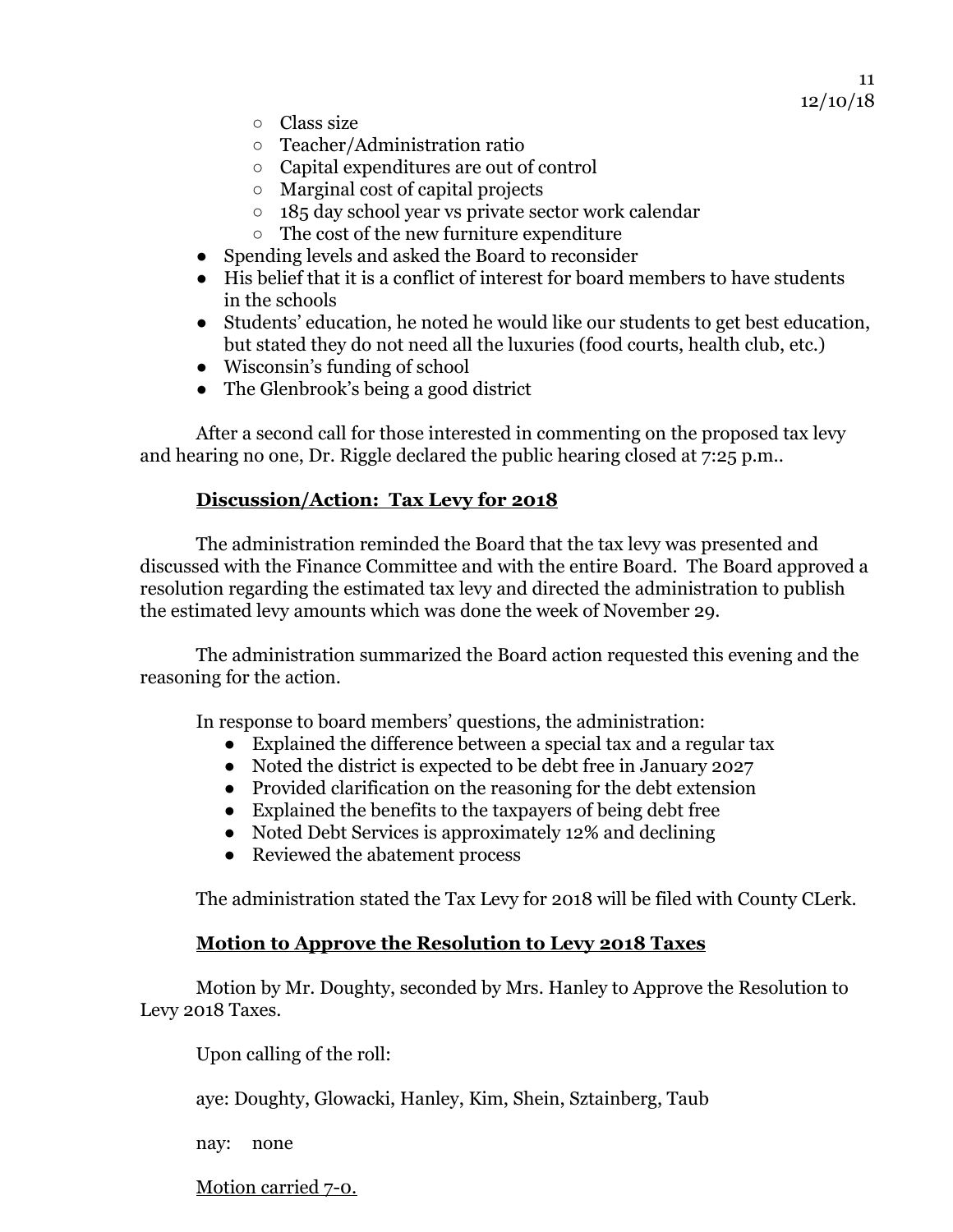- Class size
    - Teacher/Administration ratio
    - Capital expenditures are out of control
    - Marginal cost of capital projects
    - 185 day school year vs private sector work calendar
    - The cost of the new furniture expenditure
- Spending levels and asked the Board to reconsider
- His belief that it is a conflict of interest for board members to have students in the schools
- Students' education, he noted he would like our students to get best education, but stated they do not need all the luxuries (food courts, health club, etc.)
- Wisconsin's funding of school
- The Glenbrook's being a good district

After a second call for those interested in commenting on the proposed tax levy and hearing no one, Dr. Riggle declared the public hearing closed at 7:25 p.m..

**Discussion/Action: Tax Levy for 2018**

The administration reminded the Board that the tax levy was presented and discussed with the Finance Committee and with the entire Board. The Board approved a resolution regarding the estimated tax levy and directed the administration to publish the estimated levy amounts which was done the week of November 29.

The administration summarized the Board action requested this evening and the reasoning for the action.

In response to board members' questions, the administration:

- Explained the difference between a special tax and a regular tax
- Noted the district is expected to be debt free in January 2027
- Provided clarification on the reasoning for the debt extension
- Explained the benefits to the taxpayers of being debt free
- Noted Debt Services is approximately 12% and declining
- Reviewed the abatement process

The administration stated the Tax Levy for 2018 will be filed with County CLerk.

**Motion to Approve the Resolution to Levy 2018 Taxes**

Motion by Mr. Doughty, seconded by Mrs. Hanley to Approve the Resolution to Levy 2018 Taxes.

Upon calling of the roll:

aye: Doughty, Glowacki, Hanley, Kim, Shein, Sztainberg, Taub

nay: none

Motion carried 7-0.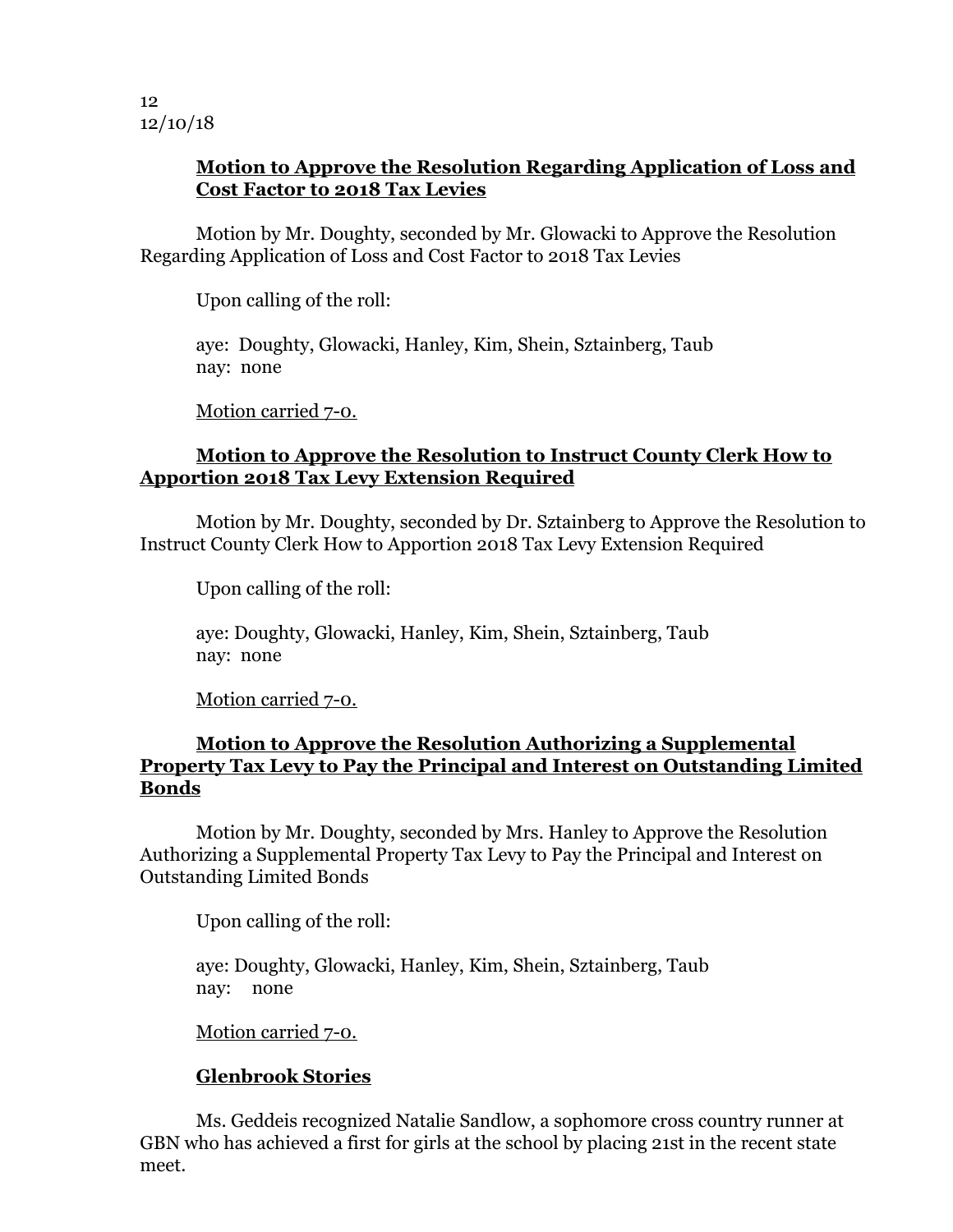**Motion to Approve the Resolution Regarding Application of Loss and Cost Factor to 2018 Tax Levies**

Motion by Mr. Doughty, seconded by Mr. Glowacki to Approve the Resolution Regarding Application of Loss and Cost Factor to 2018 Tax Levies

Upon calling of the roll:

aye: Doughty, Glowacki, Hanley, Kim, Shein, Sztainberg, Taub
nay: none

Motion carried 7-0.

**Motion to Approve the Resolution to Instruct County Clerk How to Apportion 2018 Tax Levy Extension Required**

Motion by Mr. Doughty, seconded by Dr. Sztainberg to Approve the Resolution to Instruct County Clerk How to Apportion 2018 Tax Levy Extension Required

Upon calling of the roll:

aye: Doughty, Glowacki, Hanley, Kim, Shein, Sztainberg, Taub
nay: none

Motion carried 7-0.

**Motion to Approve the Resolution Authorizing a Supplemental Property Tax Levy to Pay the Principal and Interest on Outstanding Limited Bonds**

Motion by Mr. Doughty, seconded by Mrs. Hanley to Approve the Resolution Authorizing a Supplemental Property Tax Levy to Pay the Principal and Interest on Outstanding Limited Bonds

Upon calling of the roll:

aye: Doughty, Glowacki, Hanley, Kim, Shein, Sztainberg, Taub
nay: none

Motion carried 7-0.

**Glenbrook Stories**

Ms. Geddeis recognized Natalie Sandlow, a sophomore cross country runner at GBN who has achieved a first for girls at the school by placing 21st in the recent state meet.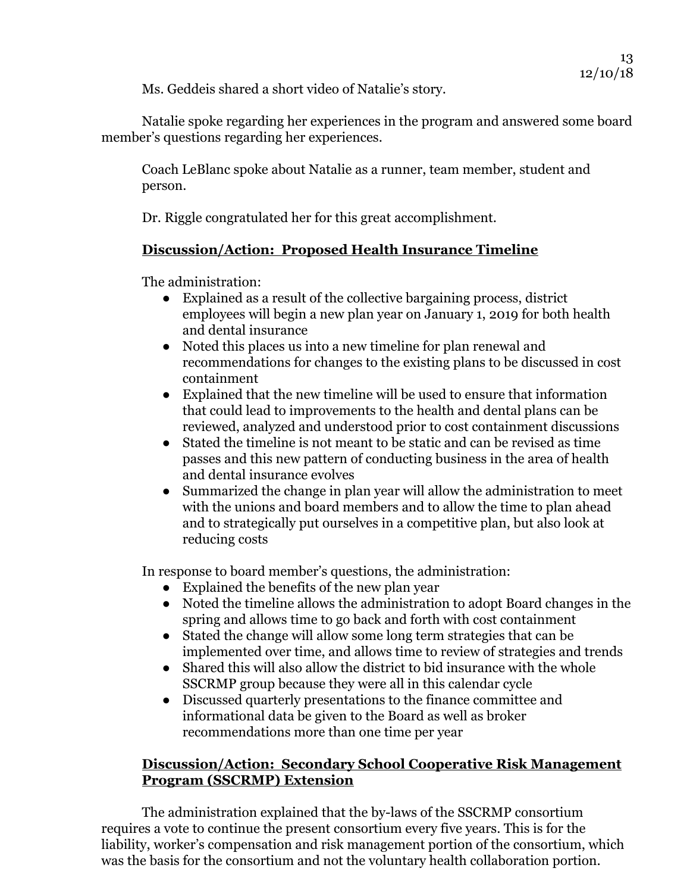Ms. Geddeis shared a short video of Natalie's story.

Natalie spoke regarding her experiences in the program and answered some board member's questions regarding her experiences.

Coach LeBlanc spoke about Natalie as a runner, team member, student and person.

Dr. Riggle congratulated her for this great accomplishment.

## **Discussion/Action: Proposed Health Insurance Timeline**

The administration:

- Explained as a result of the collective bargaining process, district employees will begin a new plan year on January 1, 2019 for both health and dental insurance
- Noted this places us into a new timeline for plan renewal and recommendations for changes to the existing plans to be discussed in cost containment
- Explained that the new timeline will be used to ensure that information that could lead to improvements to the health and dental plans can be reviewed, analyzed and understood prior to cost containment discussions
- Stated the timeline is not meant to be static and can be revised as time passes and this new pattern of conducting business in the area of health and dental insurance evolves
- Summarized the change in plan year will allow the administration to meet with the unions and board members and to allow the time to plan ahead and to strategically put ourselves in a competitive plan, but also look at reducing costs

In response to board member's questions, the administration:

- Explained the benefits of the new plan year
- Noted the timeline allows the administration to adopt Board changes in the spring and allows time to go back and forth with cost containment
- Stated the change will allow some long term strategies that can be implemented over time, and allows time to review of strategies and trends
- Shared this will also allow the district to bid insurance with the whole SSCRMP group because they were all in this calendar cycle
- Discussed quarterly presentations to the finance committee and informational data be given to the Board as well as broker recommendations more than one time per year

## **Discussion/Action: Secondary School Cooperative Risk Management Program (SSCRMP) Extension**

The administration explained that the by-laws of the SSCRMP consortium requires a vote to continue the present consortium every five years. This is for the liability, worker's compensation and risk management portion of the consortium, which was the basis for the consortium and not the voluntary health collaboration portion.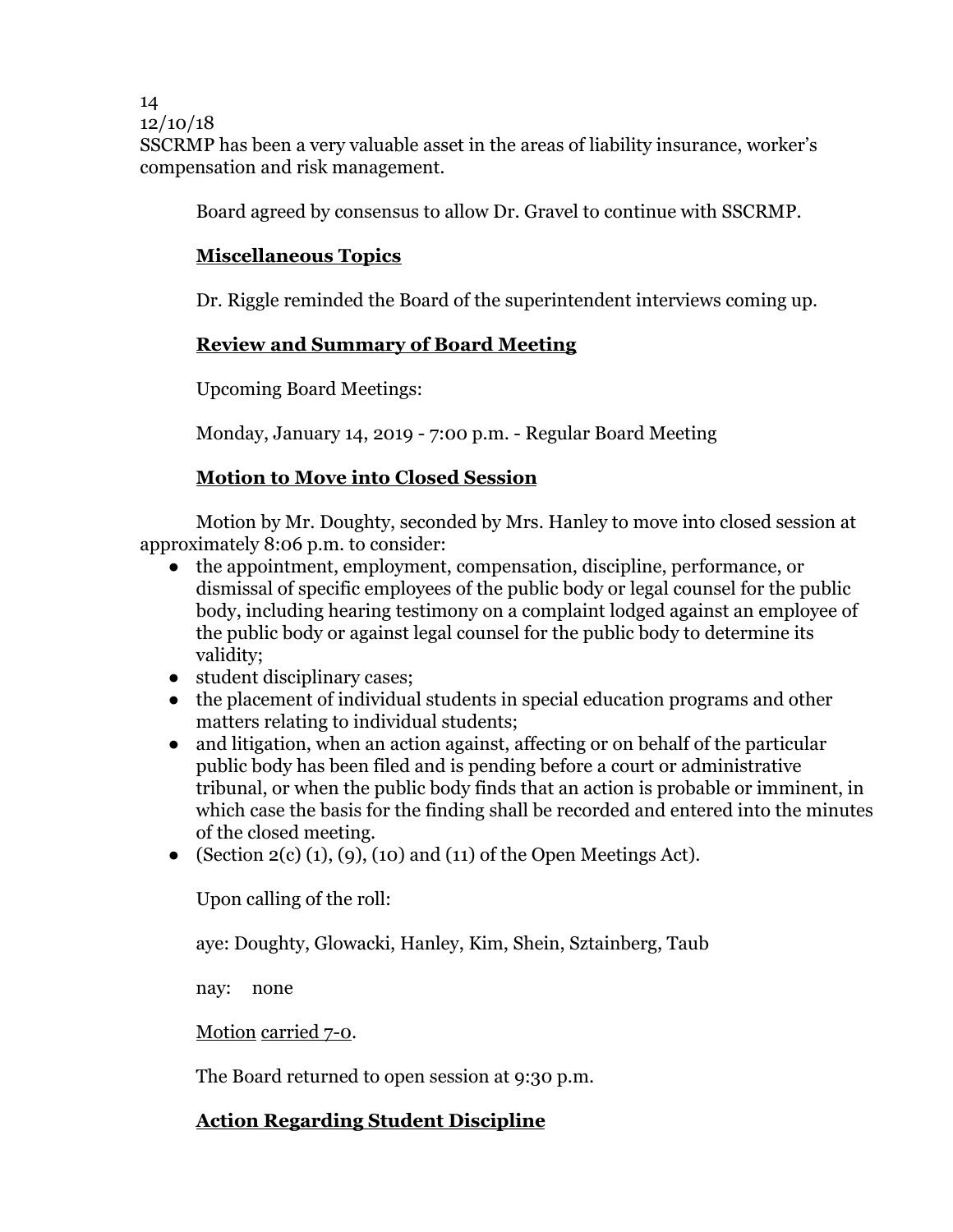SSCRMP has been a very valuable asset in the areas of liability insurance, worker's compensation and risk management.

Board agreed by consensus to allow Dr. Gravel to continue with SSCRMP.

## Miscellaneous Topics

Dr. Riggle reminded the Board of the superintendent interviews coming up.

## Review and Summary of Board Meeting

Upcoming Board Meetings:

Monday, January 14, 2019 - 7:00 p.m. - Regular Board Meeting

## Motion to Move into Closed Session

Motion by Mr. Doughty, seconded by Mrs. Hanley to move into closed session at approximately 8:06 p.m. to consider:

- the appointment, employment, compensation, discipline, performance, or dismissal of specific employees of the public body or legal counsel for the public body, including hearing testimony on a complaint lodged against an employee of the public body or against legal counsel for the public body to determine its validity;
- student disciplinary cases;
- the placement of individual students in special education programs and other matters relating to individual students;
- and litigation, when an action against, affecting or on behalf of the particular public body has been filed and is pending before a court or administrative tribunal, or when the public body finds that an action is probable or imminent, in which case the basis for the finding shall be recorded and entered into the minutes of the closed meeting.
- (Section 2(c) (1), (9), (10) and (11) of the Open Meetings Act).

Upon calling of the roll:

aye: Doughty, Glowacki, Hanley, Kim, Shein, Sztainberg, Taub

nay: none

Motion carried 7-0.

The Board returned to open session at 9:30 p.m.

## Action Regarding Student Discipline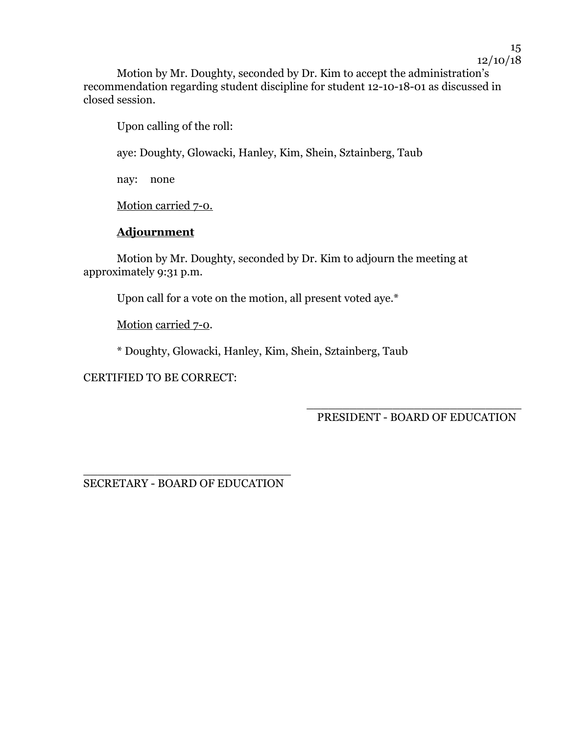Motion by Mr. Doughty, seconded by Dr. Kim to accept the administration's recommendation regarding student discipline for student 12-10-18-01 as discussed in closed session.

Upon calling of the roll:

aye: Doughty, Glowacki, Hanley, Kim, Shein, Sztainberg, Taub

nay: none

Motion carried 7-0.

**Adjournment**

Motion by Mr. Doughty, seconded by Dr. Kim to adjourn the meeting at approximately 9:31 p.m.

Upon call for a vote on the motion, all present voted aye.*

Motion carried 7-0.

* Doughty, Glowacki, Hanley, Kim, Shein, Sztainberg, Taub

CERTIFIED TO BE CORRECT:

\_\_\_\_\_\_\_\_\_\_\_\_\_\_\_\_\_\_\_\_\_\_\_\_\_\_\_\_\_\_\_\_
PRESIDENT - BOARD OF EDUCATION

\_\_\_\_\_\_\_\_\_\_\_\_\_\_\_\_\_\_\_\_\_\_\_\_\_\_\_\_\_\_\_\_
SECRETARY - BOARD OF EDUCATION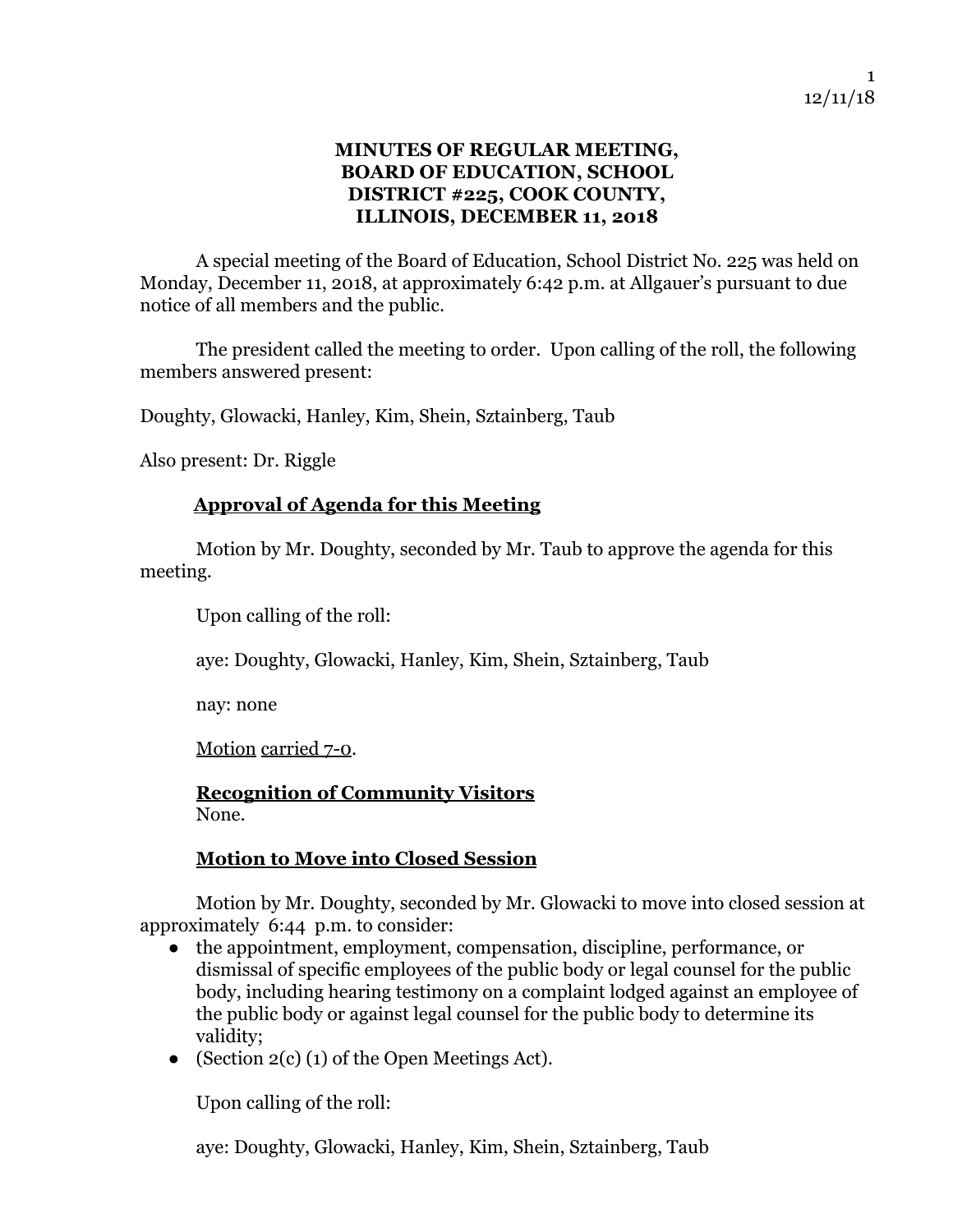**MINUTES OF REGULAR MEETING, BOARD OF EDUCATION, SCHOOL DISTRICT #225, COOK COUNTY, ILLINOIS, DECEMBER 11, 2018**

A special meeting of the Board of Education, School District No. 225 was held on Monday, December 11, 2018, at approximately 6:42 p.m. at Allgauer's pursuant to due notice of all members and the public.

The president called the meeting to order. Upon calling of the roll, the following members answered present:

Doughty, Glowacki, Hanley, Kim, Shein, Sztainberg, Taub

Also present: Dr. Riggle

**Approval of Agenda for this Meeting**

Motion by Mr. Doughty, seconded by Mr. Taub to approve the agenda for this meeting.

Upon calling of the roll:

aye: Doughty, Glowacki, Hanley, Kim, Shein, Sztainberg, Taub

nay: none

Motion carried 7-0.

**Recognition of Community Visitors**
None.

**Motion to Move into Closed Session**

Motion by Mr. Doughty, seconded by Mr. Glowacki to move into closed session at approximately 6:44 p.m. to consider:

- the appointment, employment, compensation, discipline, performance, or dismissal of specific employees of the public body or legal counsel for the public body, including hearing testimony on a complaint lodged against an employee of the public body or against legal counsel for the public body to determine its validity;
- (Section 2(c) (1) of the Open Meetings Act).

Upon calling of the roll:

aye: Doughty, Glowacki, Hanley, Kim, Shein, Sztainberg, Taub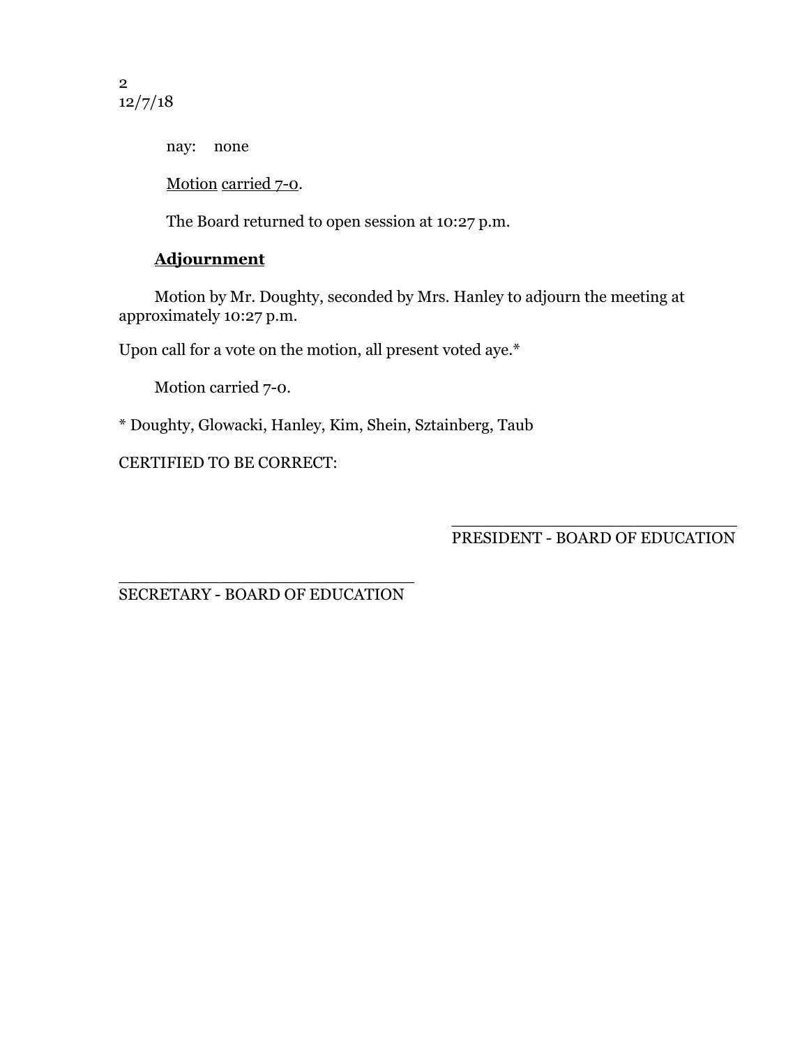nay: none

Motion carried 7-0.

The Board returned to open session at 10:27 p.m.

**Adjournment**

Motion by Mr. Doughty, seconded by Mrs. Hanley to adjourn the meeting at approximately 10:27 p.m.

Upon call for a vote on the motion, all present voted aye.*

Motion carried 7-0.

* Doughty, Glowacki, Hanley, Kim, Shein, Sztainberg, Taub

CERTIFIED TO BE CORRECT:

______________________________
PRESIDENT - BOARD OF EDUCATION

______________________________
SECRETARY - BOARD OF EDUCATION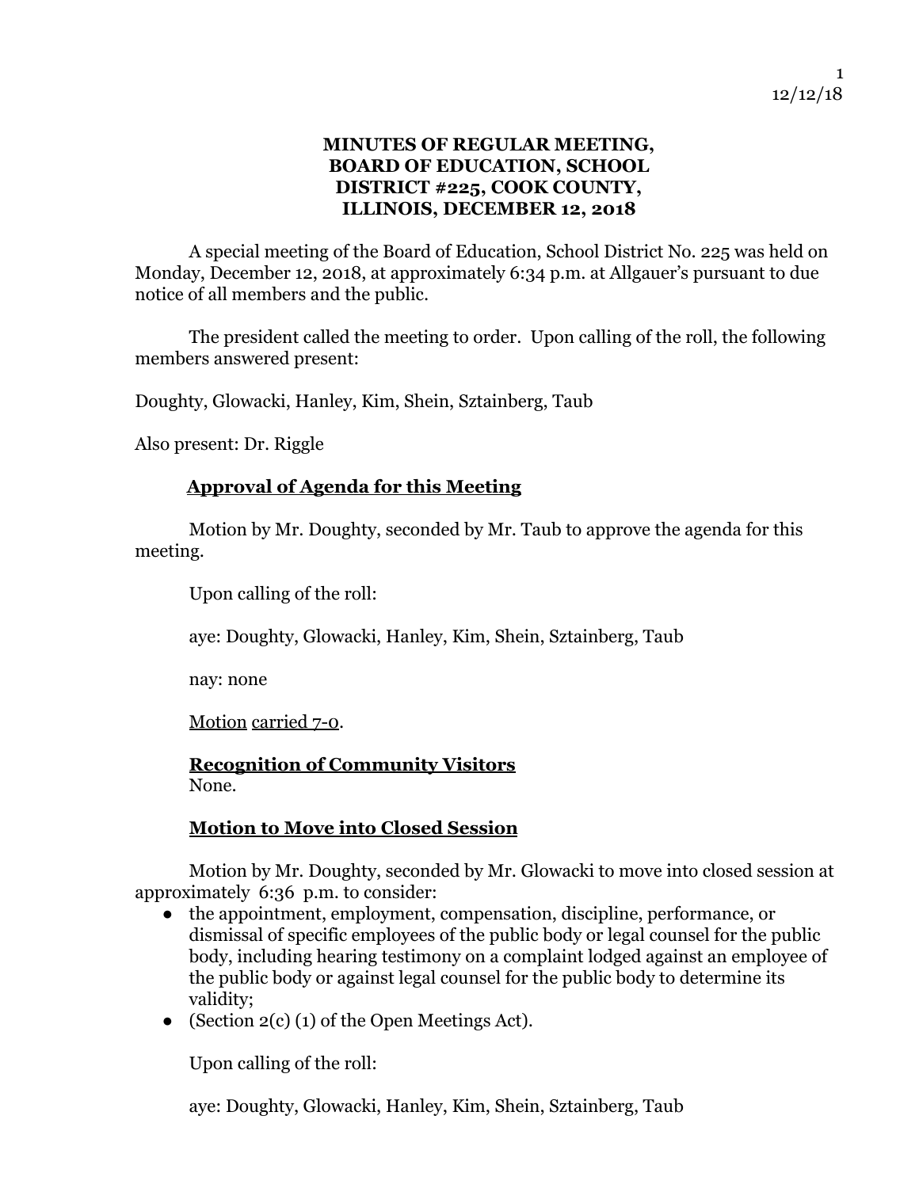# MINUTES OF REGULAR MEETING, BOARD OF EDUCATION, SCHOOL DISTRICT #225, COOK COUNTY, ILLINOIS, DECEMBER 12, 2018

A special meeting of the Board of Education, School District No. 225 was held on Monday, December 12, 2018, at approximately 6:34 p.m. at Allgauer's pursuant to due notice of all members and the public.

The president called the meeting to order. Upon calling of the roll, the following members answered present:

Doughty, Glowacki, Hanley, Kim, Shein, Sztainberg, Taub

Also present: Dr. Riggle

## Approval of Agenda for this Meeting

Motion by Mr. Doughty, seconded by Mr. Taub to approve the agenda for this meeting.

Upon calling of the roll:

aye: Doughty, Glowacki, Hanley, Kim, Shein, Sztainberg, Taub

nay: none

Motion carried 7-0.

## Recognition of Community Visitors

None.

## Motion to Move into Closed Session

Motion by Mr. Doughty, seconded by Mr. Glowacki to move into closed session at approximately 6:36 p.m. to consider:

- the appointment, employment, compensation, discipline, performance, or dismissal of specific employees of the public body or legal counsel for the public body, including hearing testimony on a complaint lodged against an employee of the public body or against legal counsel for the public body to determine its validity;
- (Section 2(c) (1) of the Open Meetings Act).

Upon calling of the roll:

aye: Doughty, Glowacki, Hanley, Kim, Shein, Sztainberg, Taub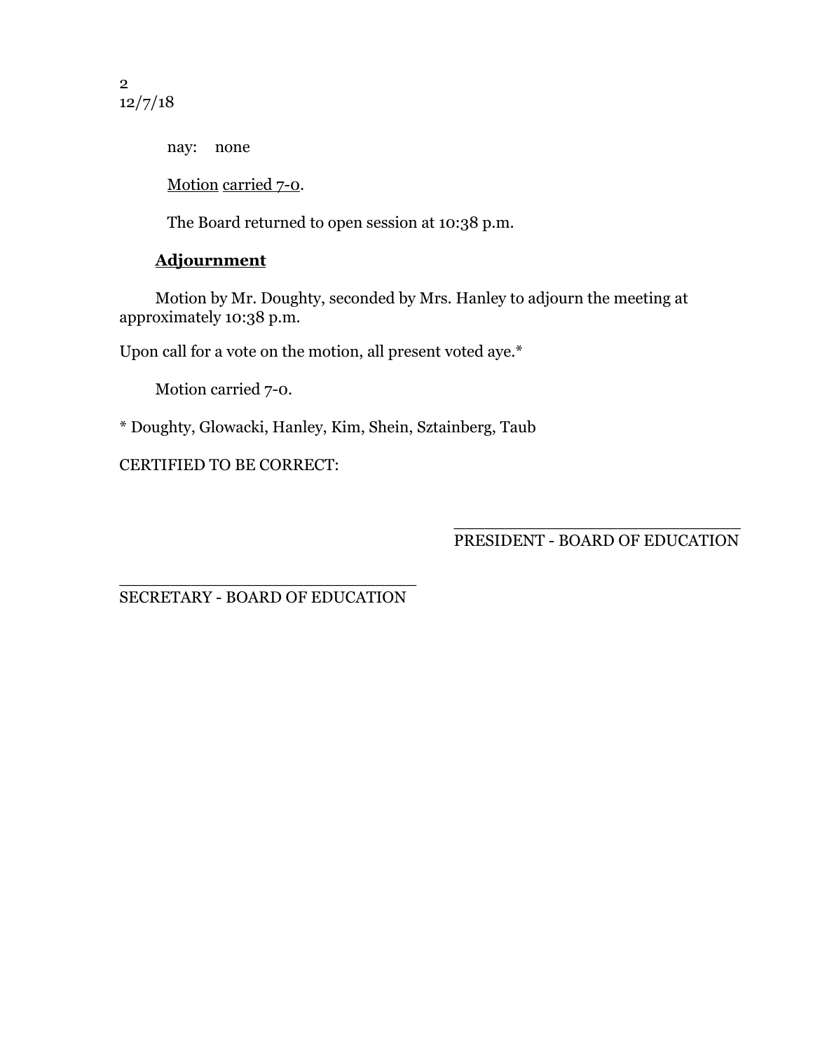nay: none

<u>Motion</u> <u>carried 7-0</u>.

The Board returned to open session at 10:38 p.m.

**<u>Adjournment</u>**

Motion by Mr. Doughty, seconded by Mrs. Hanley to adjourn the meeting at approximately 10:38 p.m.

Upon call for a vote on the motion, all present voted aye.*

Motion carried 7-0.

* Doughty, Glowacki, Hanley, Kim, Shein, Sztainberg, Taub

CERTIFIED TO BE CORRECT:

\_\_\_\_\_\_\_\_\_\_\_\_\_\_\_\_\_\_\_\_\_\_\_\_\_\_\_\_\_\_\_\_
PRESIDENT - BOARD OF EDUCATION

\_\_\_\_\_\_\_\_\_\_\_\_\_\_\_\_\_\_\_\_\_\_\_\_\_\_\_\_\_\_\_\_
SECRETARY - BOARD OF EDUCATION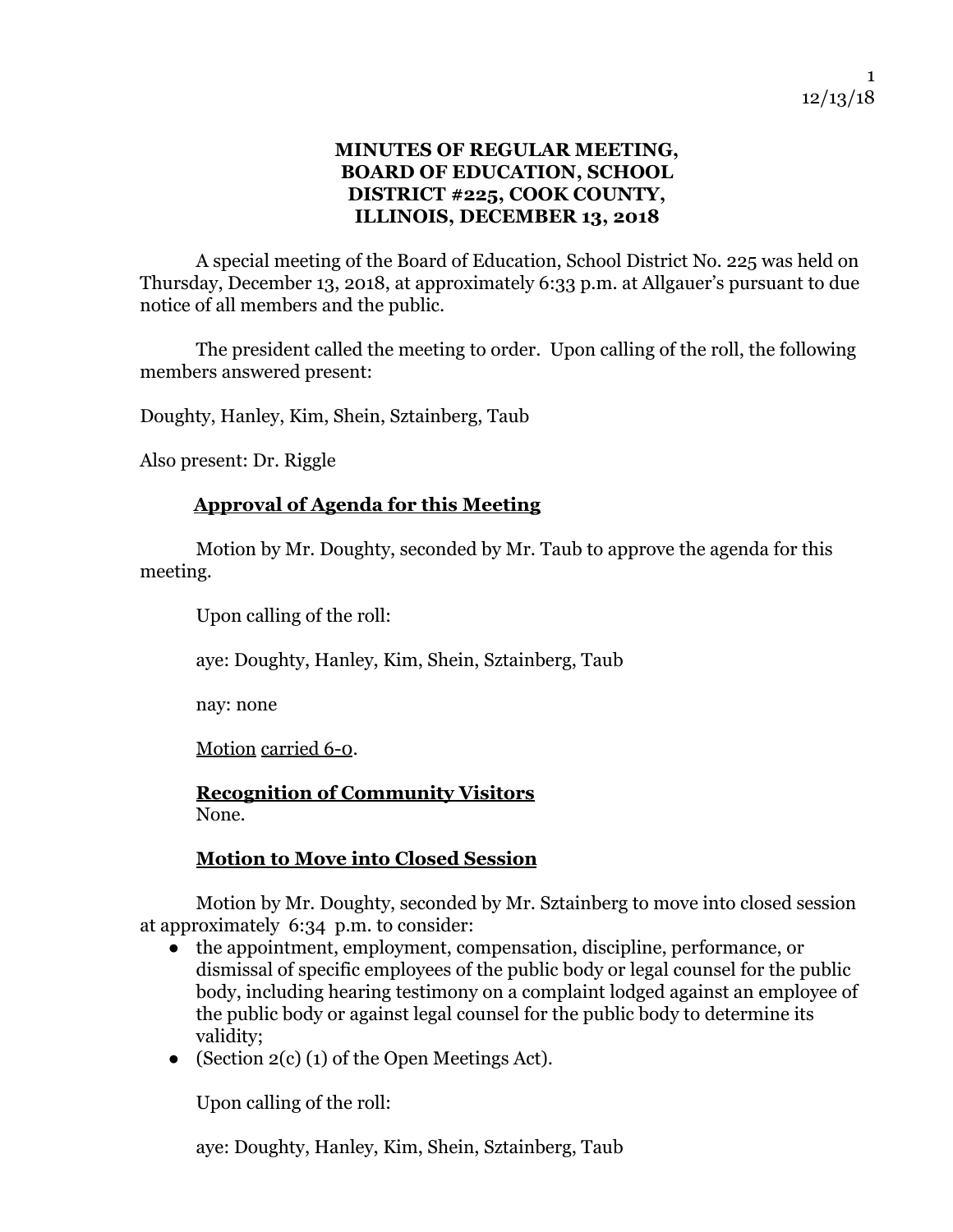**MINUTES OF REGULAR MEETING, BOARD OF EDUCATION, SCHOOL DISTRICT #225, COOK COUNTY, ILLINOIS, DECEMBER 13, 2018**

A special meeting of the Board of Education, School District No. 225 was held on Thursday, December 13, 2018, at approximately 6:33 p.m. at Allgauer's pursuant to due notice of all members and the public.

The president called the meeting to order. Upon calling of the roll, the following members answered present:

Doughty, Hanley, Kim, Shein, Sztainberg, Taub

Also present: Dr. Riggle

**Approval of Agenda for this Meeting**

Motion by Mr. Doughty, seconded by Mr. Taub to approve the agenda for this meeting.

Upon calling of the roll:

aye: Doughty, Hanley, Kim, Shein, Sztainberg, Taub

nay: none

Motion carried 6-0.

**Recognition of Community Visitors**

None.

**Motion to Move into Closed Session**

Motion by Mr. Doughty, seconded by Mr. Sztainberg to move into closed session at approximately 6:34 p.m. to consider:

- the appointment, employment, compensation, discipline, performance, or dismissal of specific employees of the public body or legal counsel for the public body, including hearing testimony on a complaint lodged against an employee of the public body or against legal counsel for the public body to determine its validity;
- (Section 2(c) (1) of the Open Meetings Act).

Upon calling of the roll:

aye: Doughty, Hanley, Kim, Shein, Sztainberg, Taub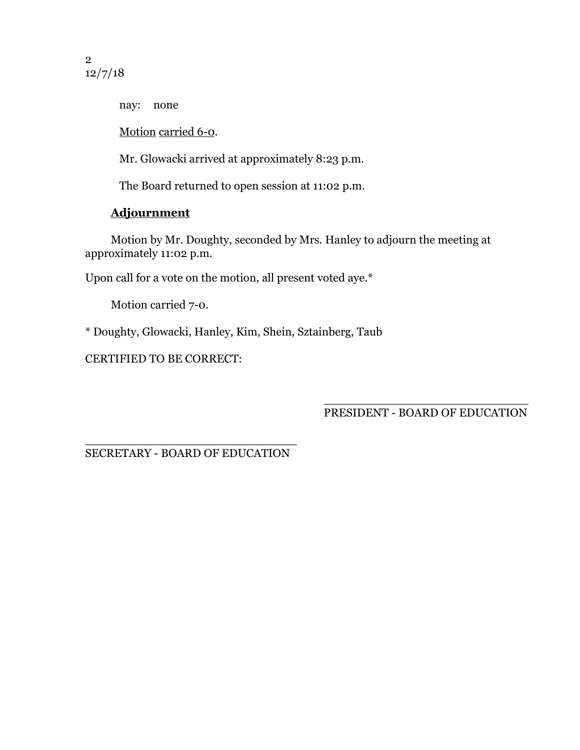nay: none

<u>Motion</u> <u>carried 6-0</u>.

Mr. Glowacki arrived at approximately 8:23 p.m.

The Board returned to open session at 11:02 p.m.

**<u>Adjournment</u>**

Motion by Mr. Doughty, seconded by Mrs. Hanley to adjourn the meeting at approximately 11:02 p.m.

Upon call for a vote on the motion, all present voted aye.*

Motion carried 7-0.

* Doughty, Glowacki, Hanley, Kim, Shein, Sztainberg, Taub

CERTIFIED TO BE CORRECT:

_______________________________
PRESIDENT - BOARD OF EDUCATION

_______________________________
SECRETARY - BOARD OF EDUCATION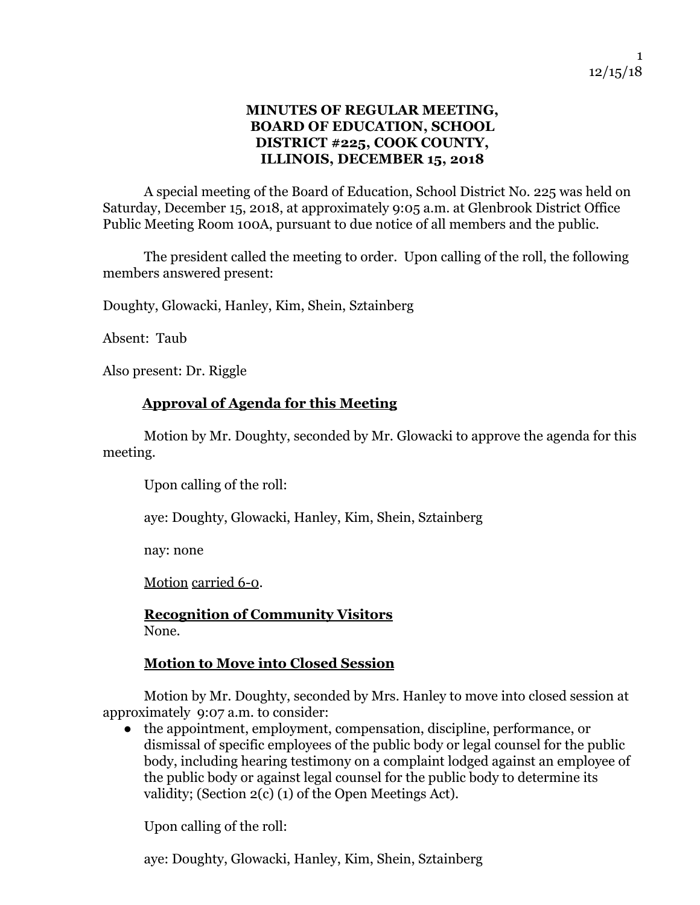**MINUTES OF REGULAR MEETING, BOARD OF EDUCATION, SCHOOL DISTRICT #225, COOK COUNTY, ILLINOIS, DECEMBER 15, 2018**

A special meeting of the Board of Education, School District No. 225 was held on Saturday, December 15, 2018, at approximately 9:05 a.m. at Glenbrook District Office Public Meeting Room 100A, pursuant to due notice of all members and the public.

The president called the meeting to order. Upon calling of the roll, the following members answered present:

Doughty, Glowacki, Hanley, Kim, Shein, Sztainberg

Absent: Taub

Also present: Dr. Riggle

**Approval of Agenda for this Meeting**

Motion by Mr. Doughty, seconded by Mr. Glowacki to approve the agenda for this meeting.

Upon calling of the roll:

aye: Doughty, Glowacki, Hanley, Kim, Shein, Sztainberg

nay: none

Motion carried 6-0.

**Recognition of Community Visitors**

None.

**Motion to Move into Closed Session**

Motion by Mr. Doughty, seconded by Mrs. Hanley to move into closed session at approximately 9:07 a.m. to consider:

- the appointment, employment, compensation, discipline, performance, or dismissal of specific employees of the public body or legal counsel for the public body, including hearing testimony on a complaint lodged against an employee of the public body or against legal counsel for the public body to determine its validity; (Section 2(c) (1) of the Open Meetings Act).

Upon calling of the roll:

aye: Doughty, Glowacki, Hanley, Kim, Shein, Sztainberg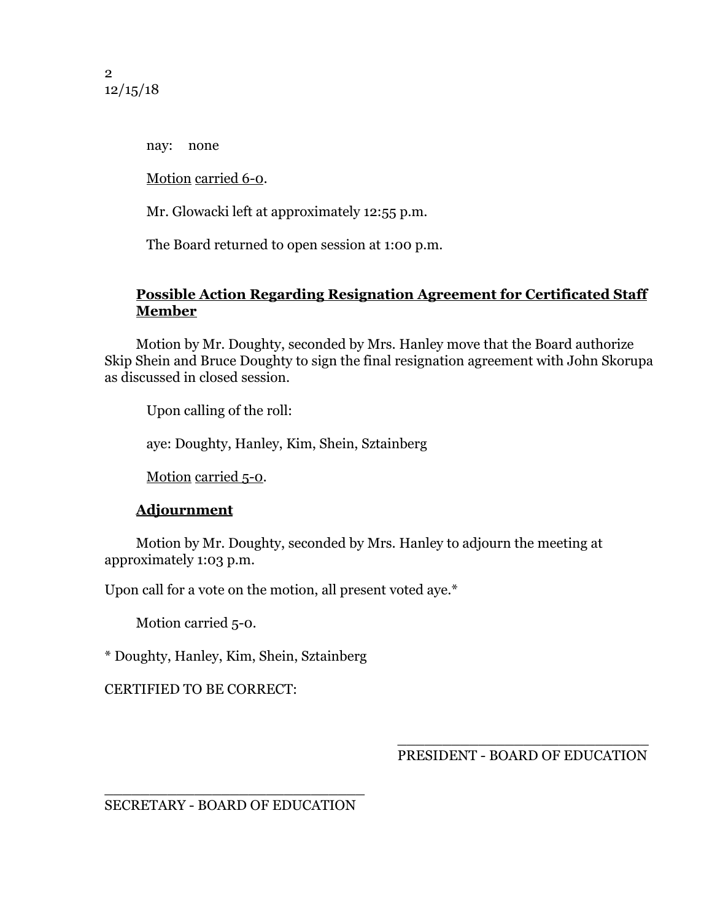nay: none

<u>Motion</u> <u>carried 6-0</u>.

Mr. Glowacki left at approximately 12:55 p.m.

The Board returned to open session at 1:00 p.m.

**<u>Possible Action Regarding Resignation Agreement for Certificated Staff Member</u>**

Motion by Mr. Doughty, seconded by Mrs. Hanley move that the Board authorize Skip Shein and Bruce Doughty to sign the final resignation agreement with John Skorupa as discussed in closed session.

Upon calling of the roll:

aye: Doughty, Hanley, Kim, Shein, Sztainberg

<u>Motion</u> <u>carried 5-0</u>.

**<u>Adjournment</u>**

Motion by Mr. Doughty, seconded by Mrs. Hanley to adjourn the meeting at approximately 1:03 p.m.

Upon call for a vote on the motion, all present voted aye.*

Motion carried 5-0.

* Doughty, Hanley, Kim, Shein, Sztainberg

CERTIFIED TO BE CORRECT:

_______________________________
PRESIDENT - BOARD OF EDUCATION

_______________________________
SECRETARY - BOARD OF EDUCATION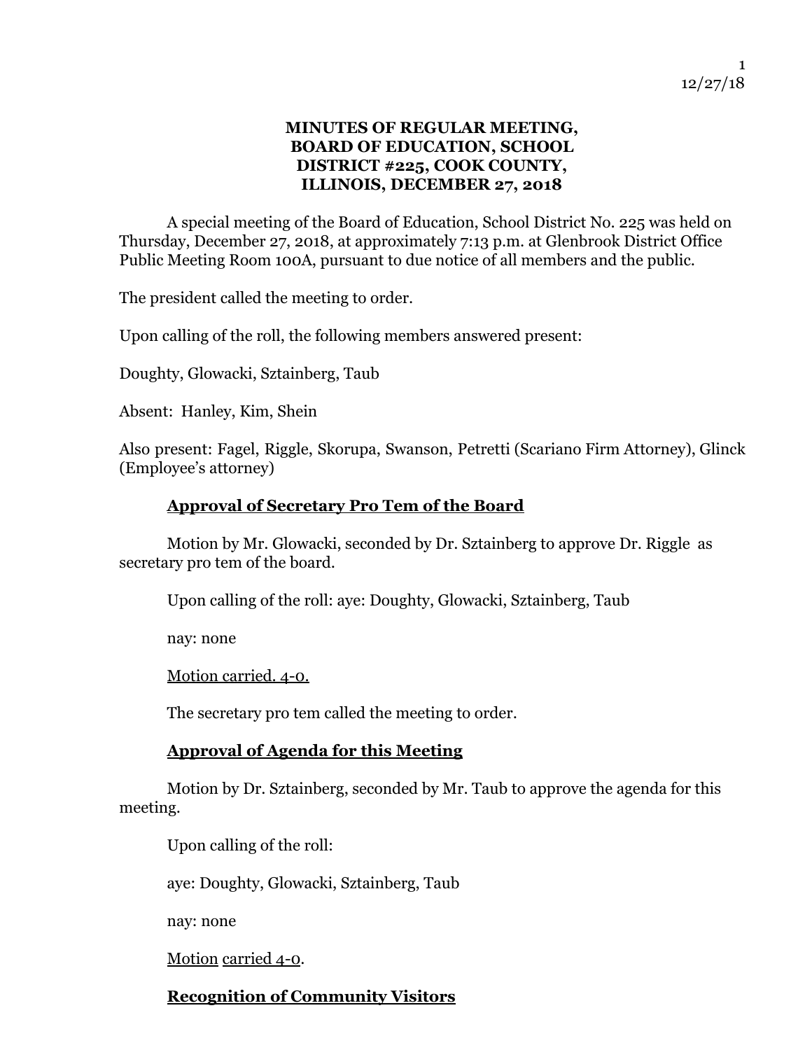# MINUTES OF REGULAR MEETING, BOARD OF EDUCATION, SCHOOL DISTRICT #225, COOK COUNTY, ILLINOIS, DECEMBER 27, 2018

A special meeting of the Board of Education, School District No. 225 was held on Thursday, December 27, 2018, at approximately 7:13 p.m. at Glenbrook District Office Public Meeting Room 100A, pursuant to due notice of all members and the public.

The president called the meeting to order.

Upon calling of the roll, the following members answered present:

Doughty, Glowacki, Sztainberg, Taub

Absent: Hanley, Kim, Shein

Also present: Fagel, Riggle, Skorupa, Swanson, Petretti (Scariano Firm Attorney), Glinck (Employee's attorney)

## Approval of Secretary Pro Tem of the Board

Motion by Mr. Glowacki, seconded by Dr. Sztainberg to approve Dr. Riggle as secretary pro tem of the board.

Upon calling of the roll: aye: Doughty, Glowacki, Sztainberg, Taub

nay: none

Motion carried. 4-0.

The secretary pro tem called the meeting to order.

## Approval of Agenda for this Meeting

Motion by Dr. Sztainberg, seconded by Mr. Taub to approve the agenda for this meeting.

Upon calling of the roll:

aye: Doughty, Glowacki, Sztainberg, Taub

nay: none

Motion carried 4-0.

## Recognition of Community Visitors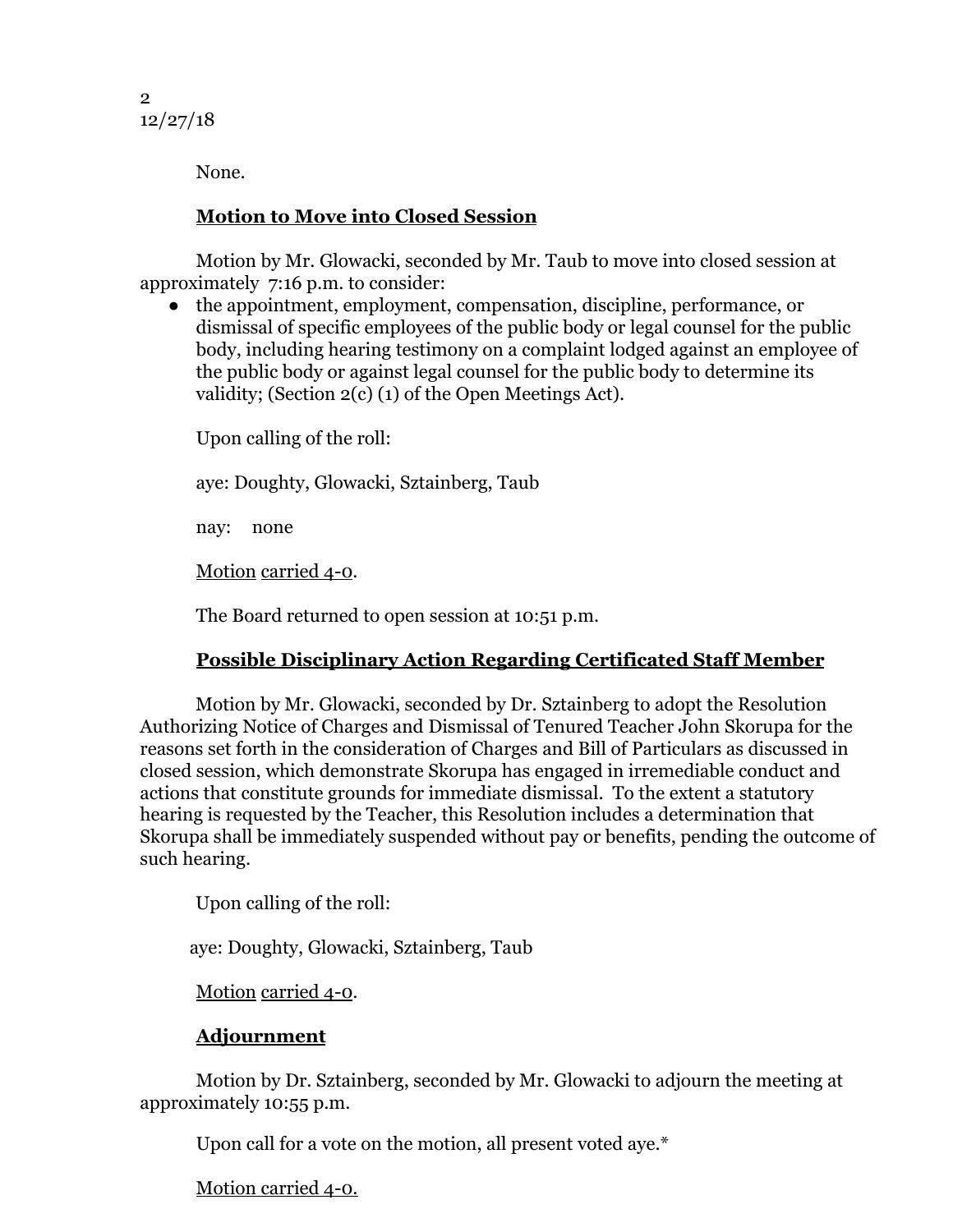None.

**Motion to Move into Closed Session**

Motion by Mr. Glowacki, seconded by Mr. Taub to move into closed session at approximately 7:16 p.m. to consider:

- the appointment, employment, compensation, discipline, performance, or dismissal of specific employees of the public body or legal counsel for the public body, including hearing testimony on a complaint lodged against an employee of the public body or against legal counsel for the public body to determine its validity; (Section 2(c) (1) of the Open Meetings Act).

Upon calling of the roll:

aye: Doughty, Glowacki, Sztainberg, Taub

nay: none

Motion carried 4-0.

The Board returned to open session at 10:51 p.m.

**Possible Disciplinary Action Regarding Certificated Staff Member**

Motion by Mr. Glowacki, seconded by Dr. Sztainberg to adopt the Resolution Authorizing Notice of Charges and Dismissal of Tenured Teacher John Skorupa for the reasons set forth in the consideration of Charges and Bill of Particulars as discussed in closed session, which demonstrate Skorupa has engaged in irremediable conduct and actions that constitute grounds for immediate dismissal. To the extent a statutory hearing is requested by the Teacher, this Resolution includes a determination that Skorupa shall be immediately suspended without pay or benefits, pending the outcome of such hearing.

Upon calling of the roll:

aye: Doughty, Glowacki, Sztainberg, Taub

Motion carried 4-0.

**Adjournment**

Motion by Dr. Sztainberg, seconded by Mr. Glowacki to adjourn the meeting at approximately 10:55 p.m.

Upon call for a vote on the motion, all present voted aye.*

Motion carried 4-0.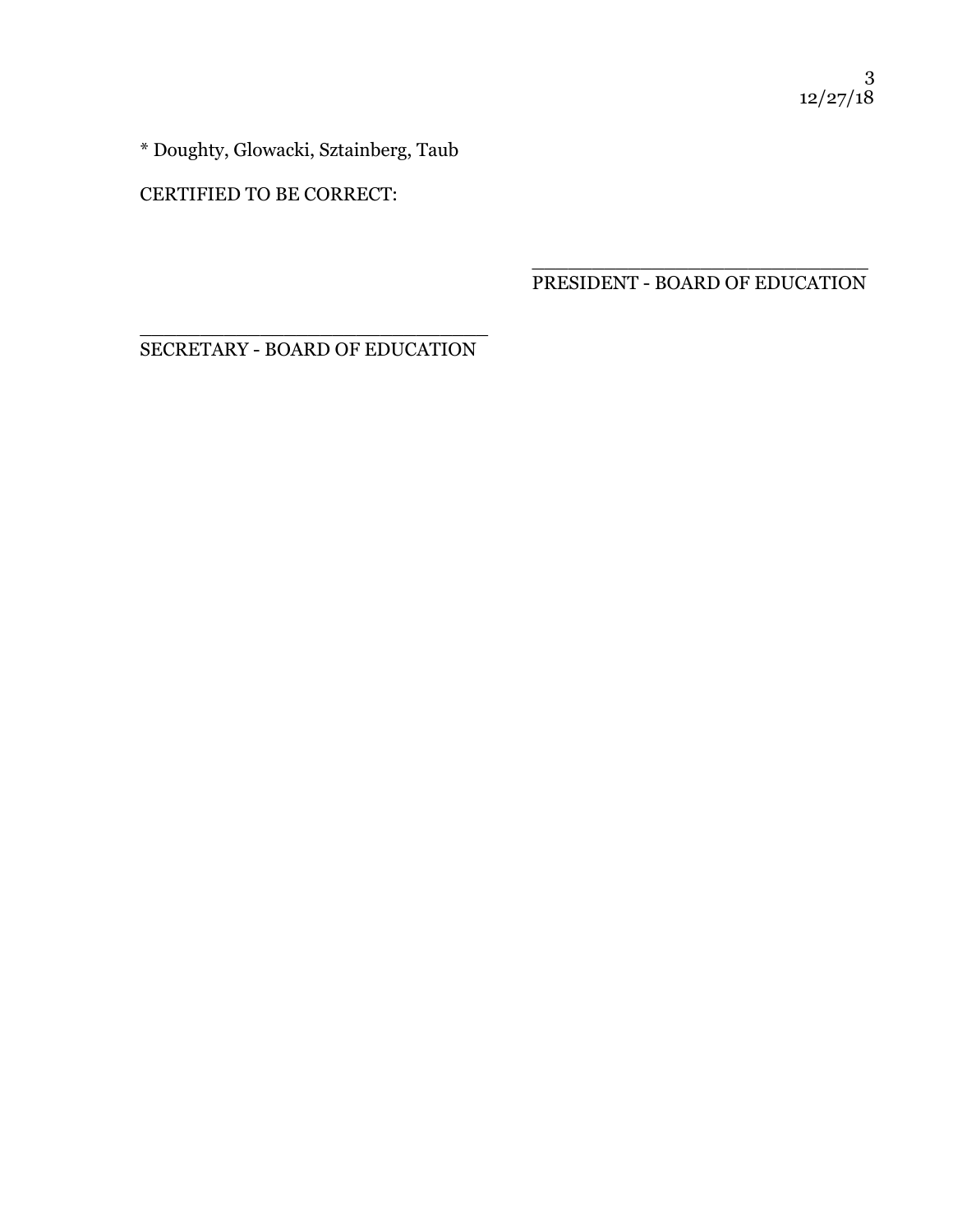* Doughty, Glowacki, Sztainberg, Taub

CERTIFIED TO BE CORRECT:

_______________________________
PRESIDENT - BOARD OF EDUCATION

_______________________________
SECRETARY - BOARD OF EDUCATION